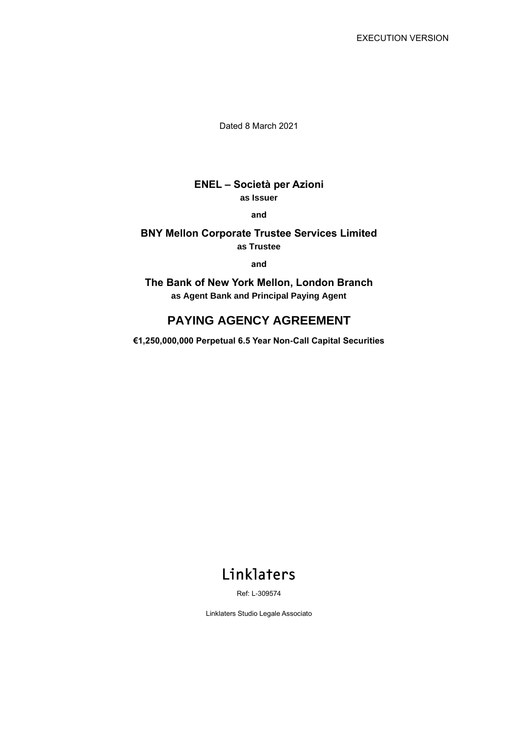EXECUTION VERSION

Dated 8 March 2021

**ENEL – Società per Azioni**
**as Issuer**

**and**

**BNY Mellon Corporate Trustee Services Limited**
**as Trustee**

**and**

**The Bank of New York Mellon, London Branch**
**as Agent Bank and Principal Paying Agent**

# PAYING AGENCY AGREEMENT

**€1,250,000,000 Perpetual 6.5 Year Non-Call Capital Securities**

Linklaters

Ref: L-309574

Linklaters Studio Legale Associato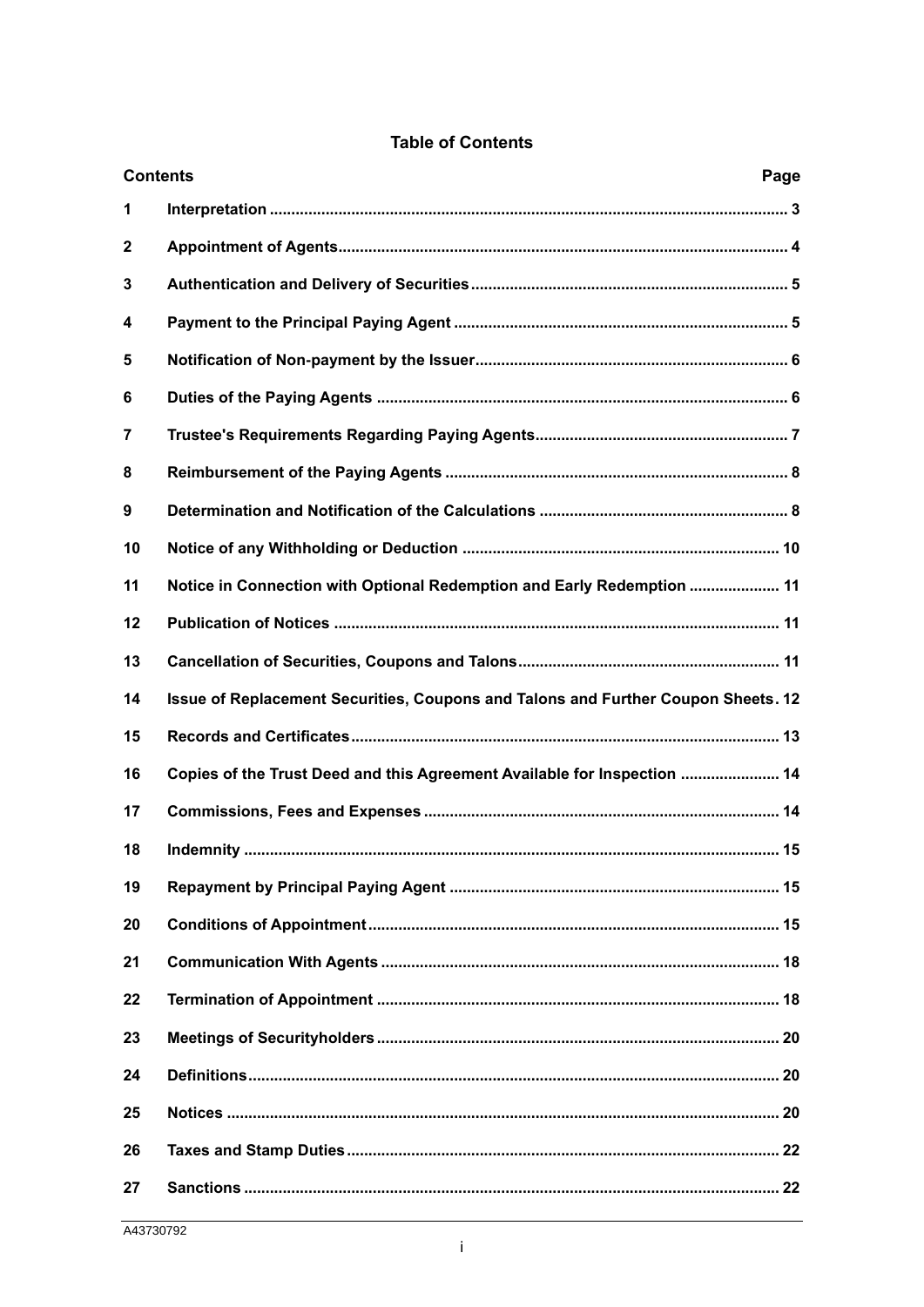# Table of Contents

| Contents | | Page |
|---|---|---|
| 1 | Interpretation | 3 |
| 2 | Appointment of Agents | 4 |
| 3 | Authentication and Delivery of Securities | 5 |
| 4 | Payment to the Principal Paying Agent | 5 |
| 5 | Notification of Non-payment by the Issuer | 6 |
| 6 | Duties of the Paying Agents | 6 |
| 7 | Trustee's Requirements Regarding Paying Agents | 7 |
| 8 | Reimbursement of the Paying Agents | 8 |
| 9 | Determination and Notification of the Calculations | 8 |
| 10 | Notice of any Withholding or Deduction | 10 |
| 11 | Notice in Connection with Optional Redemption and Early Redemption | 11 |
| 12 | Publication of Notices | 11 |
| 13 | Cancellation of Securities, Coupons and Talons | 11 |
| 14 | Issue of Replacement Securities, Coupons and Talons and Further Coupon Sheets | 12 |
| 15 | Records and Certificates | 13 |
| 16 | Copies of the Trust Deed and this Agreement Available for Inspection | 14 |
| 17 | Commissions, Fees and Expenses | 14 |
| 18 | Indemnity | 15 |
| 19 | Repayment by Principal Paying Agent | 15 |
| 20 | Conditions of Appointment | 15 |
| 21 | Communication With Agents | 18 |
| 22 | Termination of Appointment | 18 |
| 23 | Meetings of Securityholders | 20 |
| 24 | Definitions | 20 |
| 25 | Notices | 20 |
| 26 | Taxes and Stamp Duties | 22 |
| 27 | Sanctions | 22 |

A43730792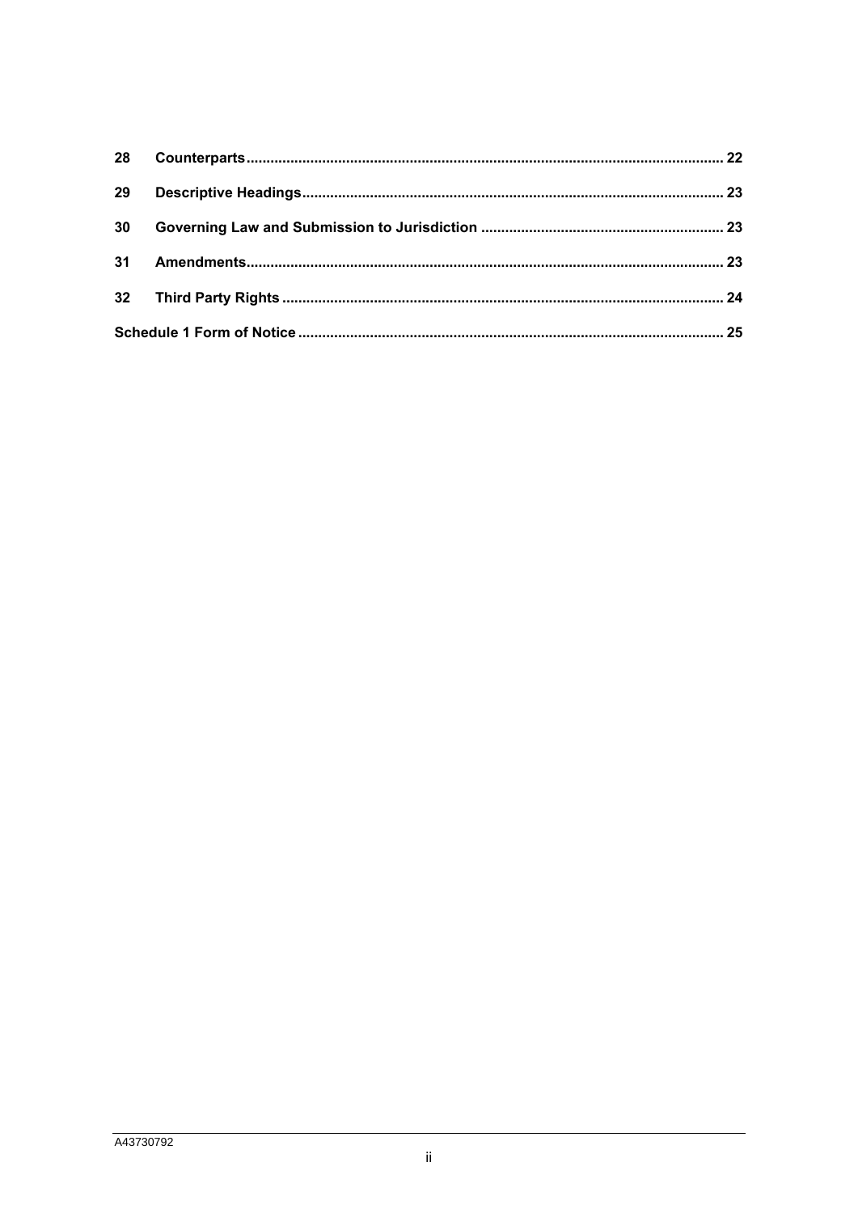| | | |
|---|---|---|
| **28** | **Counterparts** | **22** |
| **29** | **Descriptive Headings** | **23** |
| **30** | **Governing Law and Submission to Jurisdiction** | **23** |
| **31** | **Amendments** | **23** |
| **32** | **Third Party Rights** | **24** |
| **Schedule 1 Form of Notice** | | **25** |

A43730792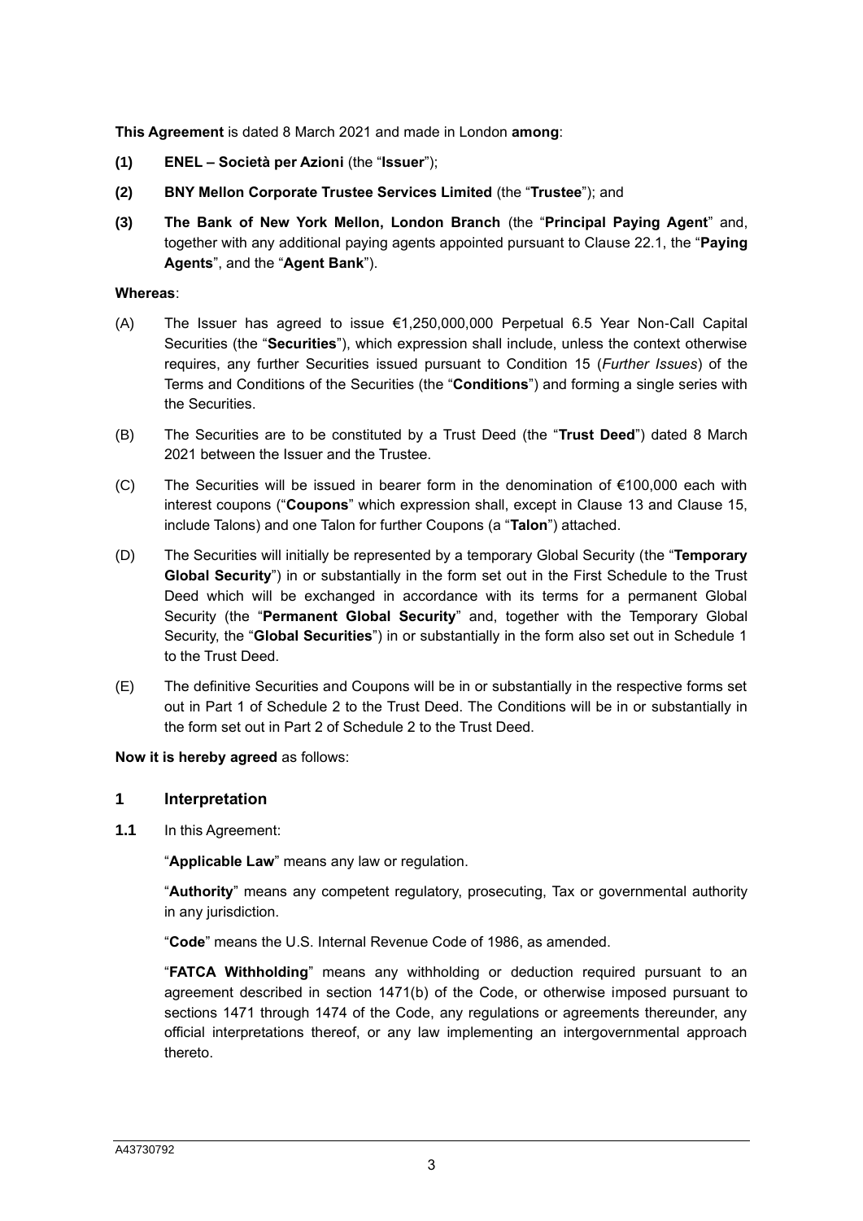**This Agreement** is dated 8 March 2021 and made in London **among**:

**(1) ENEL – Società per Azioni** (the "**Issuer**");

**(2) BNY Mellon Corporate Trustee Services Limited** (the "**Trustee**"); and

**(3) The Bank of New York Mellon, London Branch** (the "**Principal Paying Agent**" and, together with any additional paying agents appointed pursuant to Clause 22.1, the "**Paying Agents**", and the "**Agent Bank**").

**Whereas**:

(A) The Issuer has agreed to issue €1,250,000,000 Perpetual 6.5 Year Non-Call Capital Securities (the "**Securities**"), which expression shall include, unless the context otherwise requires, any further Securities issued pursuant to Condition 15 (*Further Issues*) of the Terms and Conditions of the Securities (the "**Conditions**") and forming a single series with the Securities.

(B) The Securities are to be constituted by a Trust Deed (the "**Trust Deed**") dated 8 March 2021 between the Issuer and the Trustee.

(C) The Securities will be issued in bearer form in the denomination of €100,000 each with interest coupons ("**Coupons**" which expression shall, except in Clause 13 and Clause 15, include Talons) and one Talon for further Coupons (a "**Talon**") attached.

(D) The Securities will initially be represented by a temporary Global Security (the "**Temporary Global Security**") in or substantially in the form set out in the First Schedule to the Trust Deed which will be exchanged in accordance with its terms for a permanent Global Security (the "**Permanent Global Security**" and, together with the Temporary Global Security, the "**Global Securities**") in or substantially in the form also set out in Schedule 1 to the Trust Deed.

(E) The definitive Securities and Coupons will be in or substantially in the respective forms set out in Part 1 of Schedule 2 to the Trust Deed. The Conditions will be in or substantially in the form set out in Part 2 of Schedule 2 to the Trust Deed.

**Now it is hereby agreed** as follows:

## 1 Interpretation

**1.1** In this Agreement:

"**Applicable Law**" means any law or regulation.

"**Authority**" means any competent regulatory, prosecuting, Tax or governmental authority in any jurisdiction.

"**Code**" means the U.S. Internal Revenue Code of 1986, as amended.

"**FATCA Withholding**" means any withholding or deduction required pursuant to an agreement described in section 1471(b) of the Code, or otherwise imposed pursuant to sections 1471 through 1474 of the Code, any regulations or agreements thereunder, any official interpretations thereof, or any law implementing an intergovernmental approach thereto.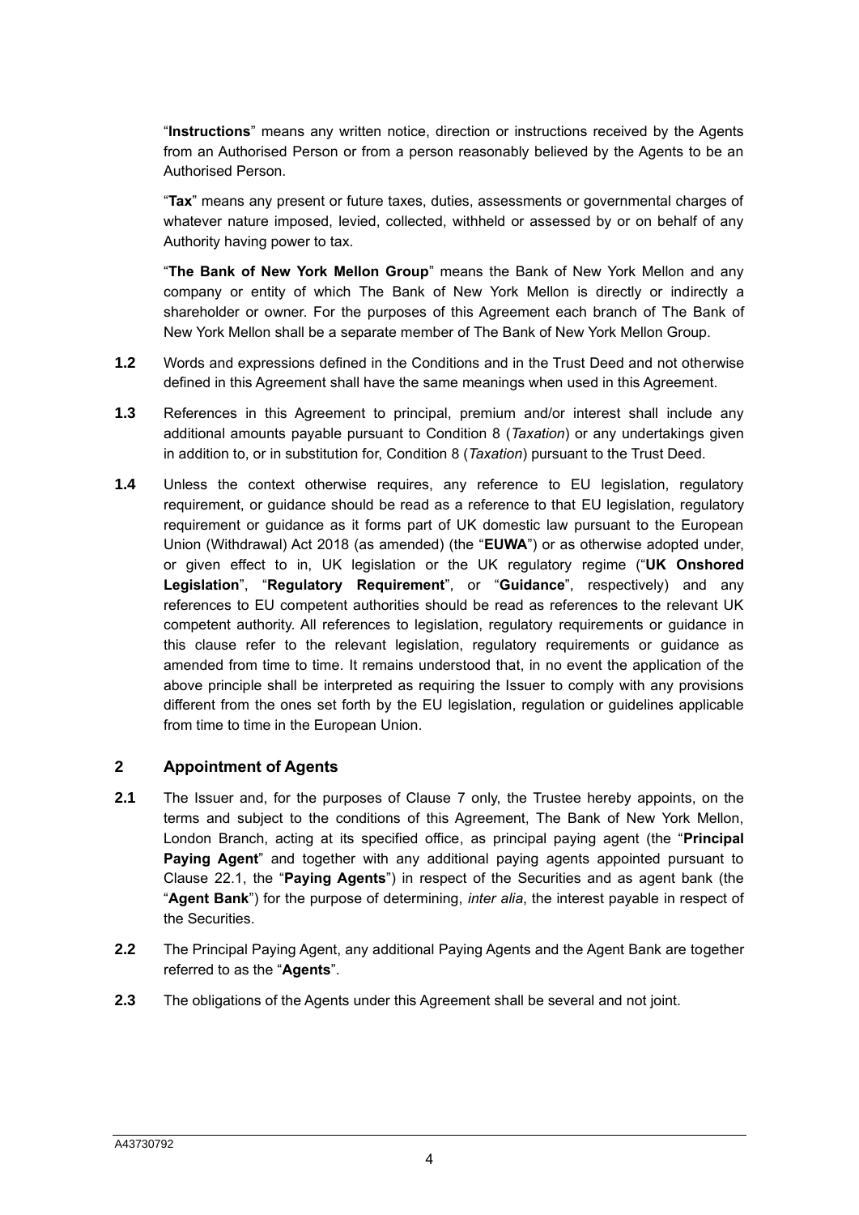"**Instructions**" means any written notice, direction or instructions received by the Agents from an Authorised Person or from a person reasonably believed by the Agents to be an Authorised Person.

"**Tax**" means any present or future taxes, duties, assessments or governmental charges of whatever nature imposed, levied, collected, withheld or assessed by or on behalf of any Authority having power to tax.

"**The Bank of New York Mellon Group**" means the Bank of New York Mellon and any company or entity of which The Bank of New York Mellon is directly or indirectly a shareholder or owner. For the purposes of this Agreement each branch of The Bank of New York Mellon shall be a separate member of The Bank of New York Mellon Group.

**1.2** Words and expressions defined in the Conditions and in the Trust Deed and not otherwise defined in this Agreement shall have the same meanings when used in this Agreement.

**1.3** References in this Agreement to principal, premium and/or interest shall include any additional amounts payable pursuant to Condition 8 (*Taxation*) or any undertakings given in addition to, or in substitution for, Condition 8 (*Taxation*) pursuant to the Trust Deed.

**1.4** Unless the context otherwise requires, any reference to EU legislation, regulatory requirement, or guidance should be read as a reference to that EU legislation, regulatory requirement or guidance as it forms part of UK domestic law pursuant to the European Union (Withdrawal) Act 2018 (as amended) (the "**EUWA**") or as otherwise adopted under, or given effect to in, UK legislation or the UK regulatory regime ("**UK Onshored Legislation**", "**Regulatory Requirement**", or "**Guidance**", respectively) and any references to EU competent authorities should be read as references to the relevant UK competent authority. All references to legislation, regulatory requirements or guidance in this clause refer to the relevant legislation, regulatory requirements or guidance as amended from time to time. It remains understood that, in no event the application of the above principle shall be interpreted as requiring the Issuer to comply with any provisions different from the ones set forth by the EU legislation, regulation or guidelines applicable from time to time in the European Union.

## 2 Appointment of Agents

**2.1** The Issuer and, for the purposes of Clause 7 only, the Trustee hereby appoints, on the terms and subject to the conditions of this Agreement, The Bank of New York Mellon, London Branch, acting at its specified office, as principal paying agent (the "**Principal Paying Agent**" and together with any additional paying agents appointed pursuant to Clause 22.1, the "**Paying Agents**") in respect of the Securities and as agent bank (the "**Agent Bank**") for the purpose of determining, *inter alia*, the interest payable in respect of the Securities.

**2.2** The Principal Paying Agent, any additional Paying Agents and the Agent Bank are together referred to as the "**Agents**".

**2.3** The obligations of the Agents under this Agreement shall be several and not joint.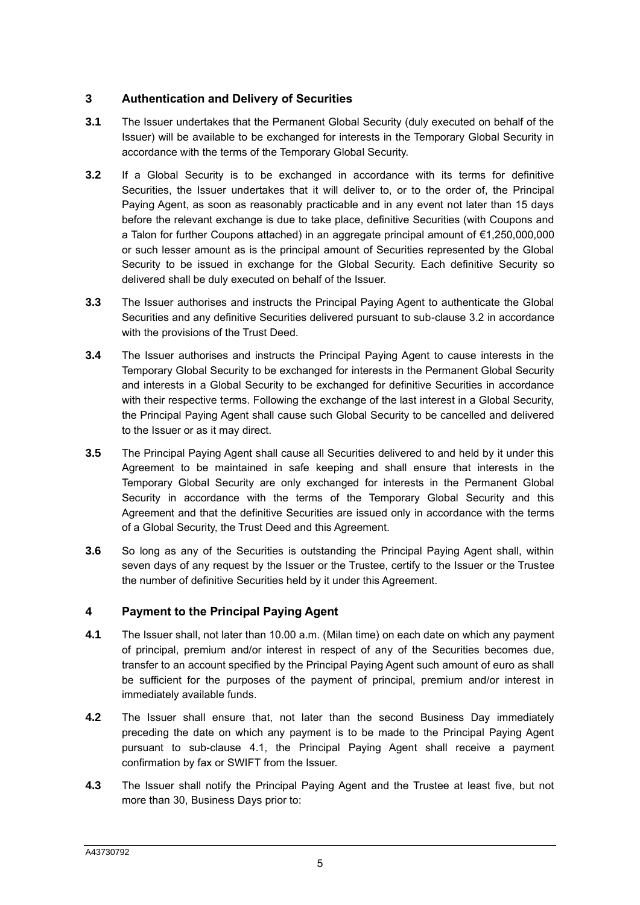## 3 Authentication and Delivery of Securities

**3.1** The Issuer undertakes that the Permanent Global Security (duly executed on behalf of the Issuer) will be available to be exchanged for interests in the Temporary Global Security in accordance with the terms of the Temporary Global Security.

**3.2** If a Global Security is to be exchanged in accordance with its terms for definitive Securities, the Issuer undertakes that it will deliver to, or to the order of, the Principal Paying Agent, as soon as reasonably practicable and in any event not later than 15 days before the relevant exchange is due to take place, definitive Securities (with Coupons and a Talon for further Coupons attached) in an aggregate principal amount of €1,250,000,000 or such lesser amount as is the principal amount of Securities represented by the Global Security to be issued in exchange for the Global Security. Each definitive Security so delivered shall be duly executed on behalf of the Issuer.

**3.3** The Issuer authorises and instructs the Principal Paying Agent to authenticate the Global Securities and any definitive Securities delivered pursuant to sub-clause 3.2 in accordance with the provisions of the Trust Deed.

**3.4** The Issuer authorises and instructs the Principal Paying Agent to cause interests in the Temporary Global Security to be exchanged for interests in the Permanent Global Security and interests in a Global Security to be exchanged for definitive Securities in accordance with their respective terms. Following the exchange of the last interest in a Global Security, the Principal Paying Agent shall cause such Global Security to be cancelled and delivered to the Issuer or as it may direct.

**3.5** The Principal Paying Agent shall cause all Securities delivered to and held by it under this Agreement to be maintained in safe keeping and shall ensure that interests in the Temporary Global Security are only exchanged for interests in the Permanent Global Security in accordance with the terms of the Temporary Global Security and this Agreement and that the definitive Securities are issued only in accordance with the terms of a Global Security, the Trust Deed and this Agreement.

**3.6** So long as any of the Securities is outstanding the Principal Paying Agent shall, within seven days of any request by the Issuer or the Trustee, certify to the Issuer or the Trustee the number of definitive Securities held by it under this Agreement.

## 4 Payment to the Principal Paying Agent

**4.1** The Issuer shall, not later than 10.00 a.m. (Milan time) on each date on which any payment of principal, premium and/or interest in respect of any of the Securities becomes due, transfer to an account specified by the Principal Paying Agent such amount of euro as shall be sufficient for the purposes of the payment of principal, premium and/or interest in immediately available funds.

**4.2** The Issuer shall ensure that, not later than the second Business Day immediately preceding the date on which any payment is to be made to the Principal Paying Agent pursuant to sub-clause 4.1, the Principal Paying Agent shall receive a payment confirmation by fax or SWIFT from the Issuer.

**4.3** The Issuer shall notify the Principal Paying Agent and the Trustee at least five, but not more than 30, Business Days prior to: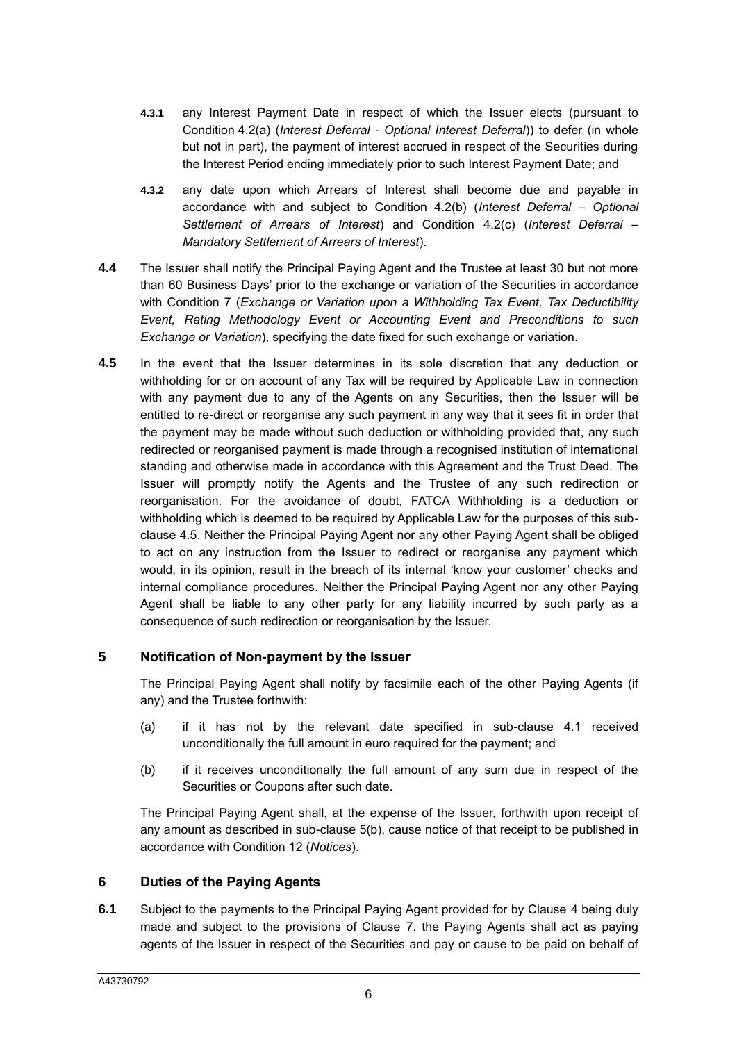**4.3.1** any Interest Payment Date in respect of which the Issuer elects (pursuant to Condition 4.2(a) (*Interest Deferral - Optional Interest Deferral*)) to defer (in whole but not in part), the payment of interest accrued in respect of the Securities during the Interest Period ending immediately prior to such Interest Payment Date; and

**4.3.2** any date upon which Arrears of Interest shall become due and payable in accordance with and subject to Condition 4.2(b) (*Interest Deferral – Optional Settlement of Arrears of Interest*) and Condition 4.2(c) (*Interest Deferral – Mandatory Settlement of Arrears of Interest*).

**4.4** The Issuer shall notify the Principal Paying Agent and the Trustee at least 30 but not more than 60 Business Days' prior to the exchange or variation of the Securities in accordance with Condition 7 (*Exchange or Variation upon a Withholding Tax Event, Tax Deductibility Event, Rating Methodology Event or Accounting Event and Preconditions to such Exchange or Variation*), specifying the date fixed for such exchange or variation.

**4.5** In the event that the Issuer determines in its sole discretion that any deduction or withholding for or on account of any Tax will be required by Applicable Law in connection with any payment due to any of the Agents on any Securities, then the Issuer will be entitled to re-direct or reorganise any such payment in any way that it sees fit in order that the payment may be made without such deduction or withholding provided that, any such redirected or reorganised payment is made through a recognised institution of international standing and otherwise made in accordance with this Agreement and the Trust Deed. The Issuer will promptly notify the Agents and the Trustee of any such redirection or reorganisation. For the avoidance of doubt, FATCA Withholding is a deduction or withholding which is deemed to be required by Applicable Law for the purposes of this sub-clause 4.5. Neither the Principal Paying Agent nor any other Paying Agent shall be obliged to act on any instruction from the Issuer to redirect or reorganise any payment which would, in its opinion, result in the breach of its internal 'know your customer' checks and internal compliance procedures. Neither the Principal Paying Agent nor any other Paying Agent shall be liable to any other party for any liability incurred by such party as a consequence of such redirection or reorganisation by the Issuer.

## 5 Notification of Non-payment by the Issuer

The Principal Paying Agent shall notify by facsimile each of the other Paying Agents (if any) and the Trustee forthwith:

(a) if it has not by the relevant date specified in sub-clause 4.1 received unconditionally the full amount in euro required for the payment; and

(b) if it receives unconditionally the full amount of any sum due in respect of the Securities or Coupons after such date.

The Principal Paying Agent shall, at the expense of the Issuer, forthwith upon receipt of any amount as described in sub-clause 5(b), cause notice of that receipt to be published in accordance with Condition 12 (*Notices*).

## 6 Duties of the Paying Agents

**6.1** Subject to the payments to the Principal Paying Agent provided for by Clause 4 being duly made and subject to the provisions of Clause 7, the Paying Agents shall act as paying agents of the Issuer in respect of the Securities and pay or cause to be paid on behalf of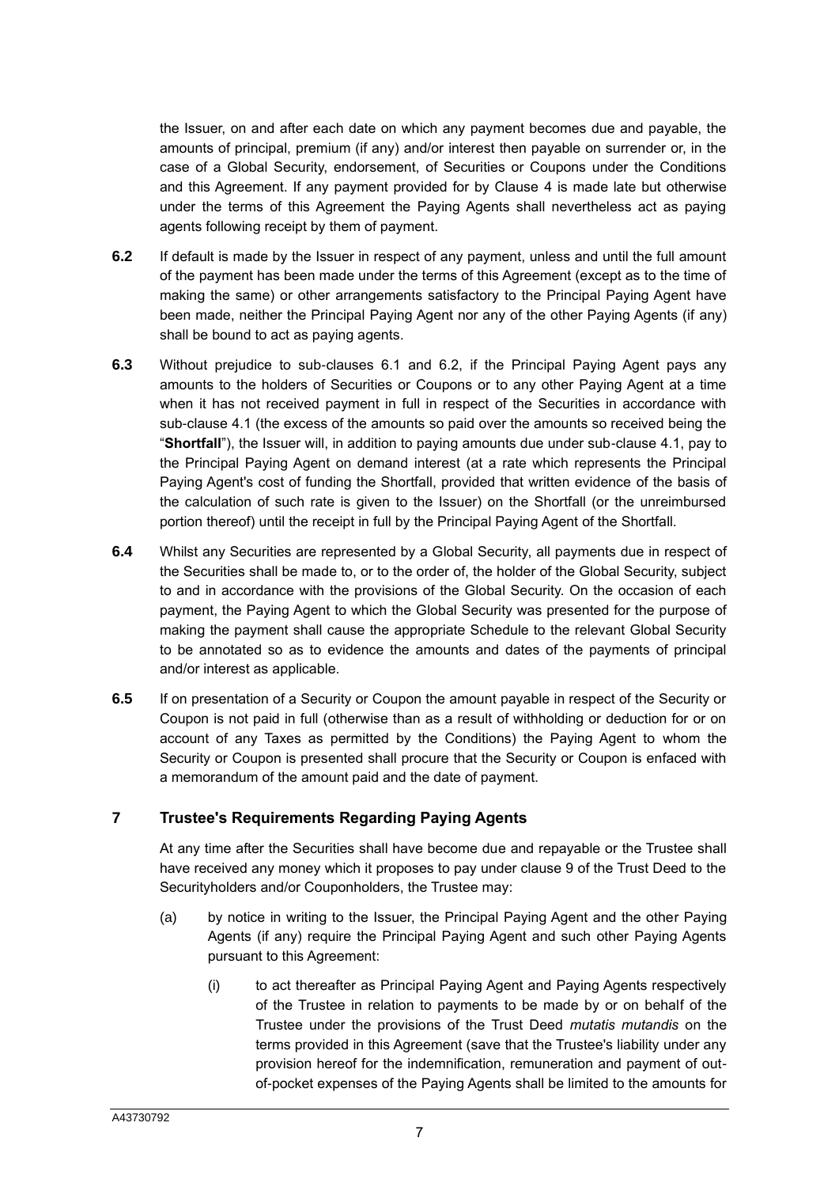the Issuer, on and after each date on which any payment becomes due and payable, the amounts of principal, premium (if any) and/or interest then payable on surrender or, in the case of a Global Security, endorsement, of Securities or Coupons under the Conditions and this Agreement. If any payment provided for by Clause 4 is made late but otherwise under the terms of this Agreement the Paying Agents shall nevertheless act as paying agents following receipt by them of payment.

**6.2** If default is made by the Issuer in respect of any payment, unless and until the full amount of the payment has been made under the terms of this Agreement (except as to the time of making the same) or other arrangements satisfactory to the Principal Paying Agent have been made, neither the Principal Paying Agent nor any of the other Paying Agents (if any) shall be bound to act as paying agents.

**6.3** Without prejudice to sub-clauses 6.1 and 6.2, if the Principal Paying Agent pays any amounts to the holders of Securities or Coupons or to any other Paying Agent at a time when it has not received payment in full in respect of the Securities in accordance with sub-clause 4.1 (the excess of the amounts so paid over the amounts so received being the "**Shortfall**"), the Issuer will, in addition to paying amounts due under sub-clause 4.1, pay to the Principal Paying Agent on demand interest (at a rate which represents the Principal Paying Agent's cost of funding the Shortfall, provided that written evidence of the basis of the calculation of such rate is given to the Issuer) on the Shortfall (or the unreimbursed portion thereof) until the receipt in full by the Principal Paying Agent of the Shortfall.

**6.4** Whilst any Securities are represented by a Global Security, all payments due in respect of the Securities shall be made to, or to the order of, the holder of the Global Security, subject to and in accordance with the provisions of the Global Security. On the occasion of each payment, the Paying Agent to which the Global Security was presented for the purpose of making the payment shall cause the appropriate Schedule to the relevant Global Security to be annotated so as to evidence the amounts and dates of the payments of principal and/or interest as applicable.

**6.5** If on presentation of a Security or Coupon the amount payable in respect of the Security or Coupon is not paid in full (otherwise than as a result of withholding or deduction for or on account of any Taxes as permitted by the Conditions) the Paying Agent to whom the Security or Coupon is presented shall procure that the Security or Coupon is enfaced with a memorandum of the amount paid and the date of payment.

## 7 Trustee's Requirements Regarding Paying Agents

At any time after the Securities shall have become due and repayable or the Trustee shall have received any money which it proposes to pay under clause 9 of the Trust Deed to the Securityholders and/or Couponholders, the Trustee may:

(a) by notice in writing to the Issuer, the Principal Paying Agent and the other Paying Agents (if any) require the Principal Paying Agent and such other Paying Agents pursuant to this Agreement:

(i) to act thereafter as Principal Paying Agent and Paying Agents respectively of the Trustee in relation to payments to be made by or on behalf of the Trustee under the provisions of the Trust Deed *mutatis mutandis* on the terms provided in this Agreement (save that the Trustee's liability under any provision hereof for the indemnification, remuneration and payment of out-of-pocket expenses of the Paying Agents shall be limited to the amounts for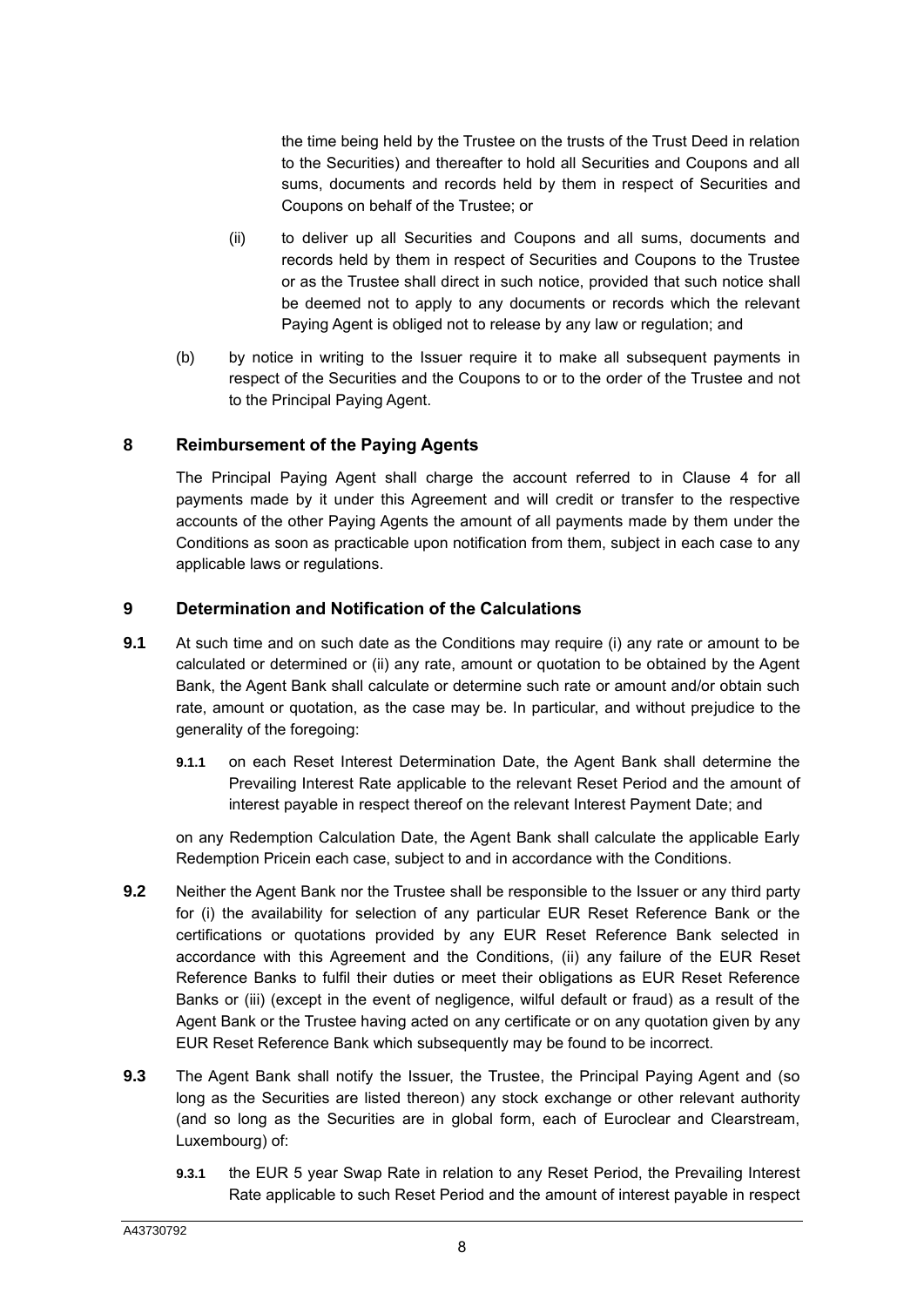the time being held by the Trustee on the trusts of the Trust Deed in relation to the Securities) and thereafter to hold all Securities and Coupons and all sums, documents and records held by them in respect of Securities and Coupons on behalf of the Trustee; or

(ii) to deliver up all Securities and Coupons and all sums, documents and records held by them in respect of Securities and Coupons to the Trustee or as the Trustee shall direct in such notice, provided that such notice shall be deemed not to apply to any documents or records which the relevant Paying Agent is obliged not to release by any law or regulation; and

(b) by notice in writing to the Issuer require it to make all subsequent payments in respect of the Securities and the Coupons to or to the order of the Trustee and not to the Principal Paying Agent.

## 8 Reimbursement of the Paying Agents

The Principal Paying Agent shall charge the account referred to in Clause 4 for all payments made by it under this Agreement and will credit or transfer to the respective accounts of the other Paying Agents the amount of all payments made by them under the Conditions as soon as practicable upon notification from them, subject in each case to any applicable laws or regulations.

## 9 Determination and Notification of the Calculations

**9.1** At such time and on such date as the Conditions may require (i) any rate or amount to be calculated or determined or (ii) any rate, amount or quotation to be obtained by the Agent Bank, the Agent Bank shall calculate or determine such rate or amount and/or obtain such rate, amount or quotation, as the case may be. In particular, and without prejudice to the generality of the foregoing:

**9.1.1** on each Reset Interest Determination Date, the Agent Bank shall determine the Prevailing Interest Rate applicable to the relevant Reset Period and the amount of interest payable in respect thereof on the relevant Interest Payment Date; and

on any Redemption Calculation Date, the Agent Bank shall calculate the applicable Early Redemption Pricein each case, subject to and in accordance with the Conditions.

**9.2** Neither the Agent Bank nor the Trustee shall be responsible to the Issuer or any third party for (i) the availability for selection of any particular EUR Reset Reference Bank or the certifications or quotations provided by any EUR Reset Reference Bank selected in accordance with this Agreement and the Conditions, (ii) any failure of the EUR Reset Reference Banks to fulfil their duties or meet their obligations as EUR Reset Reference Banks or (iii) (except in the event of negligence, wilful default or fraud) as a result of the Agent Bank or the Trustee having acted on any certificate or on any quotation given by any EUR Reset Reference Bank which subsequently may be found to be incorrect.

**9.3** The Agent Bank shall notify the Issuer, the Trustee, the Principal Paying Agent and (so long as the Securities are listed thereon) any stock exchange or other relevant authority (and so long as the Securities are in global form, each of Euroclear and Clearstream, Luxembourg) of:

**9.3.1** the EUR 5 year Swap Rate in relation to any Reset Period, the Prevailing Interest Rate applicable to such Reset Period and the amount of interest payable in respect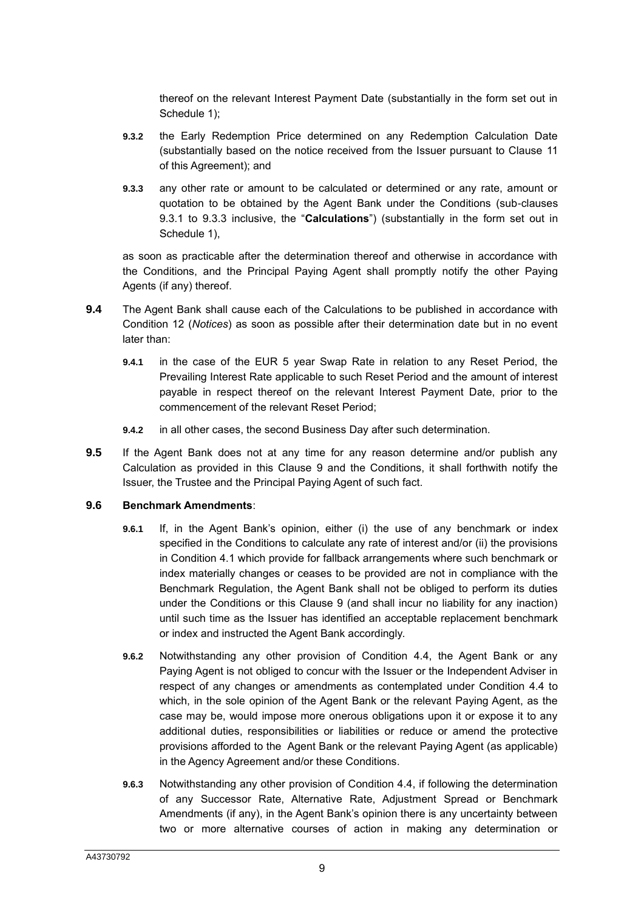thereof on the relevant Interest Payment Date (substantially in the form set out in Schedule 1);

**9.3.2** the Early Redemption Price determined on any Redemption Calculation Date (substantially based on the notice received from the Issuer pursuant to Clause 11 of this Agreement); and

**9.3.3** any other rate or amount to be calculated or determined or any rate, amount or quotation to be obtained by the Agent Bank under the Conditions (sub-clauses 9.3.1 to 9.3.3 inclusive, the "**Calculations**") (substantially in the form set out in Schedule 1),

as soon as practicable after the determination thereof and otherwise in accordance with the Conditions, and the Principal Paying Agent shall promptly notify the other Paying Agents (if any) thereof.

**9.4** The Agent Bank shall cause each of the Calculations to be published in accordance with Condition 12 (*Notices*) as soon as possible after their determination date but in no event later than:

**9.4.1** in the case of the EUR 5 year Swap Rate in relation to any Reset Period, the Prevailing Interest Rate applicable to such Reset Period and the amount of interest payable in respect thereof on the relevant Interest Payment Date, prior to the commencement of the relevant Reset Period;

**9.4.2** in all other cases, the second Business Day after such determination.

**9.5** If the Agent Bank does not at any time for any reason determine and/or publish any Calculation as provided in this Clause 9 and the Conditions, it shall forthwith notify the Issuer, the Trustee and the Principal Paying Agent of such fact.

**9.6 Benchmark Amendments**:

**9.6.1** If, in the Agent Bank's opinion, either (i) the use of any benchmark or index specified in the Conditions to calculate any rate of interest and/or (ii) the provisions in Condition 4.1 which provide for fallback arrangements where such benchmark or index materially changes or ceases to be provided are not in compliance with the Benchmark Regulation, the Agent Bank shall not be obliged to perform its duties under the Conditions or this Clause 9 (and shall incur no liability for any inaction) until such time as the Issuer has identified an acceptable replacement benchmark or index and instructed the Agent Bank accordingly.

**9.6.2** Notwithstanding any other provision of Condition 4.4, the Agent Bank or any Paying Agent is not obliged to concur with the Issuer or the Independent Adviser in respect of any changes or amendments as contemplated under Condition 4.4 to which, in the sole opinion of the Agent Bank or the relevant Paying Agent, as the case may be, would impose more onerous obligations upon it or expose it to any additional duties, responsibilities or liabilities or reduce or amend the protective provisions afforded to the Agent Bank or the relevant Paying Agent (as applicable) in the Agency Agreement and/or these Conditions.

**9.6.3** Notwithstanding any other provision of Condition 4.4, if following the determination of any Successor Rate, Alternative Rate, Adjustment Spread or Benchmark Amendments (if any), in the Agent Bank's opinion there is any uncertainty between two or more alternative courses of action in making any determination or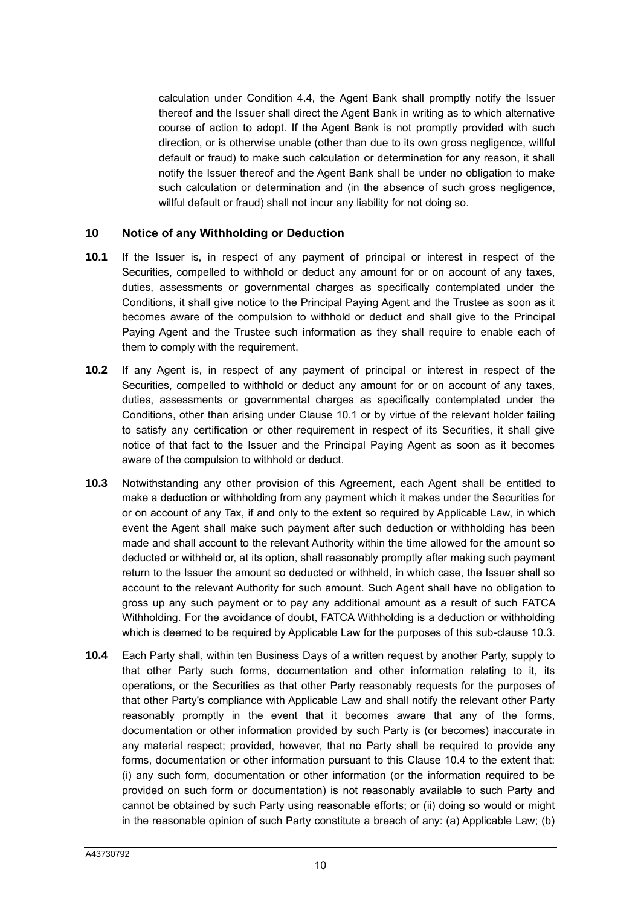calculation under Condition 4.4, the Agent Bank shall promptly notify the Issuer thereof and the Issuer shall direct the Agent Bank in writing as to which alternative course of action to adopt. If the Agent Bank is not promptly provided with such direction, or is otherwise unable (other than due to its own gross negligence, willful default or fraud) to make such calculation or determination for any reason, it shall notify the Issuer thereof and the Agent Bank shall be under no obligation to make such calculation or determination and (in the absence of such gross negligence, willful default or fraud) shall not incur any liability for not doing so.

## 10 Notice of any Withholding or Deduction

**10.1** If the Issuer is, in respect of any payment of principal or interest in respect of the Securities, compelled to withhold or deduct any amount for or on account of any taxes, duties, assessments or governmental charges as specifically contemplated under the Conditions, it shall give notice to the Principal Paying Agent and the Trustee as soon as it becomes aware of the compulsion to withhold or deduct and shall give to the Principal Paying Agent and the Trustee such information as they shall require to enable each of them to comply with the requirement.

**10.2** If any Agent is, in respect of any payment of principal or interest in respect of the Securities, compelled to withhold or deduct any amount for or on account of any taxes, duties, assessments or governmental charges as specifically contemplated under the Conditions, other than arising under Clause 10.1 or by virtue of the relevant holder failing to satisfy any certification or other requirement in respect of its Securities, it shall give notice of that fact to the Issuer and the Principal Paying Agent as soon as it becomes aware of the compulsion to withhold or deduct.

**10.3** Notwithstanding any other provision of this Agreement, each Agent shall be entitled to make a deduction or withholding from any payment which it makes under the Securities for or on account of any Tax, if and only to the extent so required by Applicable Law, in which event the Agent shall make such payment after such deduction or withholding has been made and shall account to the relevant Authority within the time allowed for the amount so deducted or withheld or, at its option, shall reasonably promptly after making such payment return to the Issuer the amount so deducted or withheld, in which case, the Issuer shall so account to the relevant Authority for such amount. Such Agent shall have no obligation to gross up any such payment or to pay any additional amount as a result of such FATCA Withholding. For the avoidance of doubt, FATCA Withholding is a deduction or withholding which is deemed to be required by Applicable Law for the purposes of this sub-clause 10.3.

**10.4** Each Party shall, within ten Business Days of a written request by another Party, supply to that other Party such forms, documentation and other information relating to it, its operations, or the Securities as that other Party reasonably requests for the purposes of that other Party's compliance with Applicable Law and shall notify the relevant other Party reasonably promptly in the event that it becomes aware that any of the forms, documentation or other information provided by such Party is (or becomes) inaccurate in any material respect; provided, however, that no Party shall be required to provide any forms, documentation or other information pursuant to this Clause 10.4 to the extent that: (i) any such form, documentation or other information (or the information required to be provided on such form or documentation) is not reasonably available to such Party and cannot be obtained by such Party using reasonable efforts; or (ii) doing so would or might in the reasonable opinion of such Party constitute a breach of any: (a) Applicable Law; (b)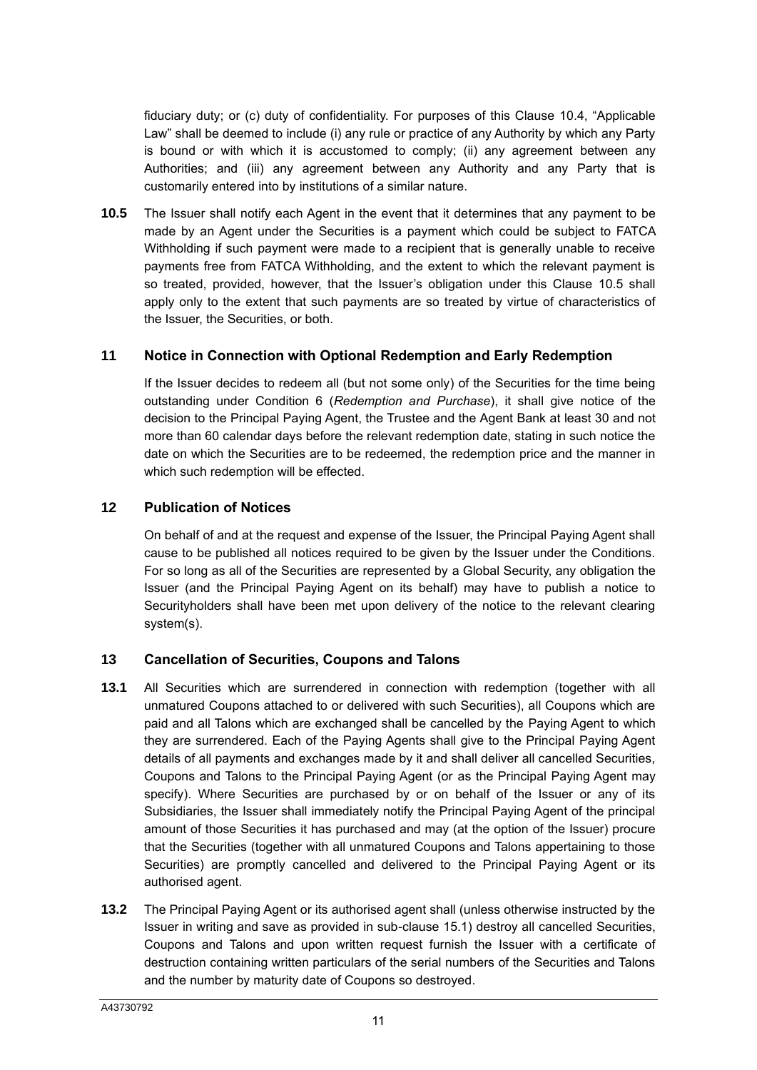fiduciary duty; or (c) duty of confidentiality. For purposes of this Clause 10.4, "Applicable Law" shall be deemed to include (i) any rule or practice of any Authority by which any Party is bound or with which it is accustomed to comply; (ii) any agreement between any Authorities; and (iii) any agreement between any Authority and any Party that is customarily entered into by institutions of a similar nature.

**10.5** The Issuer shall notify each Agent in the event that it determines that any payment to be made by an Agent under the Securities is a payment which could be subject to FATCA Withholding if such payment were made to a recipient that is generally unable to receive payments free from FATCA Withholding, and the extent to which the relevant payment is so treated, provided, however, that the Issuer's obligation under this Clause 10.5 shall apply only to the extent that such payments are so treated by virtue of characteristics of the Issuer, the Securities, or both.

## 11 Notice in Connection with Optional Redemption and Early Redemption

If the Issuer decides to redeem all (but not some only) of the Securities for the time being outstanding under Condition 6 (*Redemption and Purchase*), it shall give notice of the decision to the Principal Paying Agent, the Trustee and the Agent Bank at least 30 and not more than 60 calendar days before the relevant redemption date, stating in such notice the date on which the Securities are to be redeemed, the redemption price and the manner in which such redemption will be effected.

## 12 Publication of Notices

On behalf of and at the request and expense of the Issuer, the Principal Paying Agent shall cause to be published all notices required to be given by the Issuer under the Conditions. For so long as all of the Securities are represented by a Global Security, any obligation the Issuer (and the Principal Paying Agent on its behalf) may have to publish a notice to Securityholders shall have been met upon delivery of the notice to the relevant clearing system(s).

## 13 Cancellation of Securities, Coupons and Talons

**13.1** All Securities which are surrendered in connection with redemption (together with all unmatured Coupons attached to or delivered with such Securities), all Coupons which are paid and all Talons which are exchanged shall be cancelled by the Paying Agent to which they are surrendered. Each of the Paying Agents shall give to the Principal Paying Agent details of all payments and exchanges made by it and shall deliver all cancelled Securities, Coupons and Talons to the Principal Paying Agent (or as the Principal Paying Agent may specify). Where Securities are purchased by or on behalf of the Issuer or any of its Subsidiaries, the Issuer shall immediately notify the Principal Paying Agent of the principal amount of those Securities it has purchased and may (at the option of the Issuer) procure that the Securities (together with all unmatured Coupons and Talons appertaining to those Securities) are promptly cancelled and delivered to the Principal Paying Agent or its authorised agent.

**13.2** The Principal Paying Agent or its authorised agent shall (unless otherwise instructed by the Issuer in writing and save as provided in sub-clause 15.1) destroy all cancelled Securities, Coupons and Talons and upon written request furnish the Issuer with a certificate of destruction containing written particulars of the serial numbers of the Securities and Talons and the number by maturity date of Coupons so destroyed.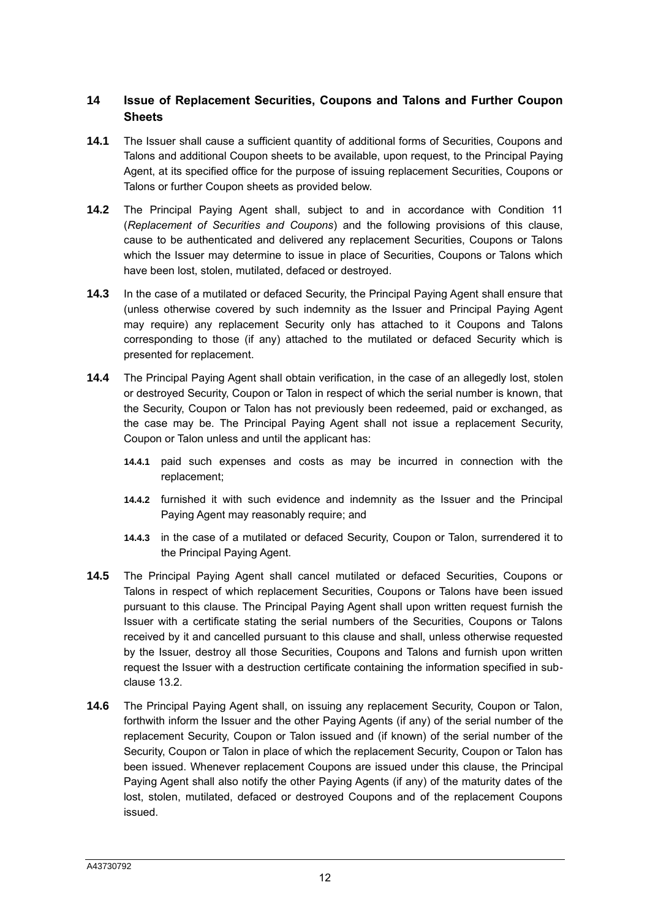## 14 Issue of Replacement Securities, Coupons and Talons and Further Coupon Sheets

**14.1** The Issuer shall cause a sufficient quantity of additional forms of Securities, Coupons and Talons and additional Coupon sheets to be available, upon request, to the Principal Paying Agent, at its specified office for the purpose of issuing replacement Securities, Coupons or Talons or further Coupon sheets as provided below.

**14.2** The Principal Paying Agent shall, subject to and in accordance with Condition 11 (*Replacement of Securities and Coupons*) and the following provisions of this clause, cause to be authenticated and delivered any replacement Securities, Coupons or Talons which the Issuer may determine to issue in place of Securities, Coupons or Talons which have been lost, stolen, mutilated, defaced or destroyed.

**14.3** In the case of a mutilated or defaced Security, the Principal Paying Agent shall ensure that (unless otherwise covered by such indemnity as the Issuer and Principal Paying Agent may require) any replacement Security only has attached to it Coupons and Talons corresponding to those (if any) attached to the mutilated or defaced Security which is presented for replacement.

**14.4** The Principal Paying Agent shall obtain verification, in the case of an allegedly lost, stolen or destroyed Security, Coupon or Talon in respect of which the serial number is known, that the Security, Coupon or Talon has not previously been redeemed, paid or exchanged, as the case may be. The Principal Paying Agent shall not issue a replacement Security, Coupon or Talon unless and until the applicant has:

**14.4.1** paid such expenses and costs as may be incurred in connection with the replacement;

**14.4.2** furnished it with such evidence and indemnity as the Issuer and the Principal Paying Agent may reasonably require; and

**14.4.3** in the case of a mutilated or defaced Security, Coupon or Talon, surrendered it to the Principal Paying Agent.

**14.5** The Principal Paying Agent shall cancel mutilated or defaced Securities, Coupons or Talons in respect of which replacement Securities, Coupons or Talons have been issued pursuant to this clause. The Principal Paying Agent shall upon written request furnish the Issuer with a certificate stating the serial numbers of the Securities, Coupons or Talons received by it and cancelled pursuant to this clause and shall, unless otherwise requested by the Issuer, destroy all those Securities, Coupons and Talons and furnish upon written request the Issuer with a destruction certificate containing the information specified in sub-clause 13.2.

**14.6** The Principal Paying Agent shall, on issuing any replacement Security, Coupon or Talon, forthwith inform the Issuer and the other Paying Agents (if any) of the serial number of the replacement Security, Coupon or Talon issued and (if known) of the serial number of the Security, Coupon or Talon in place of which the replacement Security, Coupon or Talon has been issued. Whenever replacement Coupons are issued under this clause, the Principal Paying Agent shall also notify the other Paying Agents (if any) of the maturity dates of the lost, stolen, mutilated, defaced or destroyed Coupons and of the replacement Coupons issued.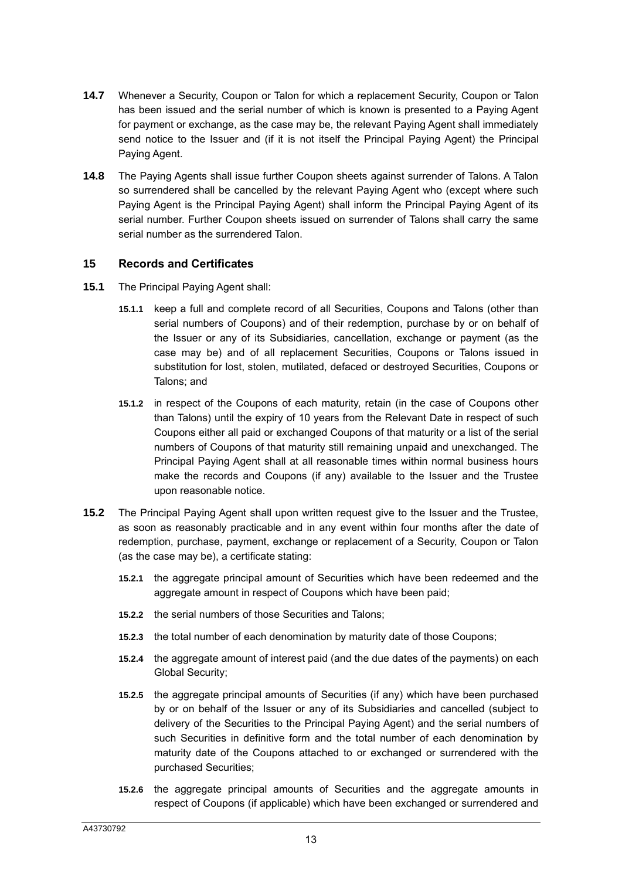**14.7** Whenever a Security, Coupon or Talon for which a replacement Security, Coupon or Talon has been issued and the serial number of which is known is presented to a Paying Agent for payment or exchange, as the case may be, the relevant Paying Agent shall immediately send notice to the Issuer and (if it is not itself the Principal Paying Agent) the Principal Paying Agent.

**14.8** The Paying Agents shall issue further Coupon sheets against surrender of Talons. A Talon so surrendered shall be cancelled by the relevant Paying Agent who (except where such Paying Agent is the Principal Paying Agent) shall inform the Principal Paying Agent of its serial number. Further Coupon sheets issued on surrender of Talons shall carry the same serial number as the surrendered Talon.

## 15 Records and Certificates

**15.1** The Principal Paying Agent shall:

**15.1.1** keep a full and complete record of all Securities, Coupons and Talons (other than serial numbers of Coupons) and of their redemption, purchase by or on behalf of the Issuer or any of its Subsidiaries, cancellation, exchange or payment (as the case may be) and of all replacement Securities, Coupons or Talons issued in substitution for lost, stolen, mutilated, defaced or destroyed Securities, Coupons or Talons; and

**15.1.2** in respect of the Coupons of each maturity, retain (in the case of Coupons other than Talons) until the expiry of 10 years from the Relevant Date in respect of such Coupons either all paid or exchanged Coupons of that maturity or a list of the serial numbers of Coupons of that maturity still remaining unpaid and unexchanged. The Principal Paying Agent shall at all reasonable times within normal business hours make the records and Coupons (if any) available to the Issuer and the Trustee upon reasonable notice.

**15.2** The Principal Paying Agent shall upon written request give to the Issuer and the Trustee, as soon as reasonably practicable and in any event within four months after the date of redemption, purchase, payment, exchange or replacement of a Security, Coupon or Talon (as the case may be), a certificate stating:

**15.2.1** the aggregate principal amount of Securities which have been redeemed and the aggregate amount in respect of Coupons which have been paid;

**15.2.2** the serial numbers of those Securities and Talons;

**15.2.3** the total number of each denomination by maturity date of those Coupons;

**15.2.4** the aggregate amount of interest paid (and the due dates of the payments) on each Global Security;

**15.2.5** the aggregate principal amounts of Securities (if any) which have been purchased by or on behalf of the Issuer or any of its Subsidiaries and cancelled (subject to delivery of the Securities to the Principal Paying Agent) and the serial numbers of such Securities in definitive form and the total number of each denomination by maturity date of the Coupons attached to or exchanged or surrendered with the purchased Securities;

**15.2.6** the aggregate principal amounts of Securities and the aggregate amounts in respect of Coupons (if applicable) which have been exchanged or surrendered and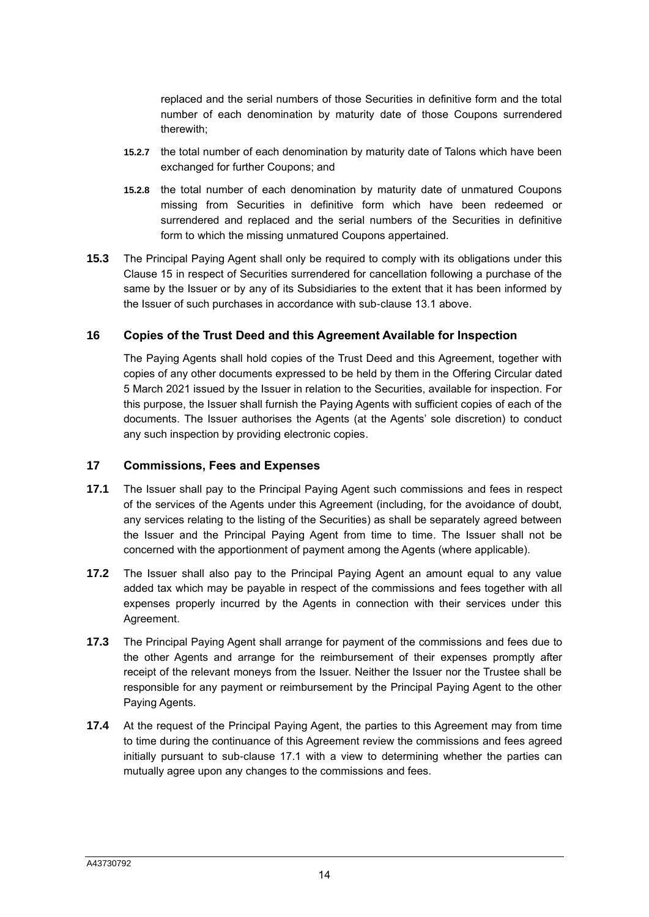replaced and the serial numbers of those Securities in definitive form and the total number of each denomination by maturity date of those Coupons surrendered therewith;

**15.2.7** the total number of each denomination by maturity date of Talons which have been exchanged for further Coupons; and

**15.2.8** the total number of each denomination by maturity date of unmatured Coupons missing from Securities in definitive form which have been redeemed or surrendered and replaced and the serial numbers of the Securities in definitive form to which the missing unmatured Coupons appertained.

**15.3** The Principal Paying Agent shall only be required to comply with its obligations under this Clause 15 in respect of Securities surrendered for cancellation following a purchase of the same by the Issuer or by any of its Subsidiaries to the extent that it has been informed by the Issuer of such purchases in accordance with sub-clause 13.1 above.

## 16 Copies of the Trust Deed and this Agreement Available for Inspection

The Paying Agents shall hold copies of the Trust Deed and this Agreement, together with copies of any other documents expressed to be held by them in the Offering Circular dated 5 March 2021 issued by the Issuer in relation to the Securities, available for inspection. For this purpose, the Issuer shall furnish the Paying Agents with sufficient copies of each of the documents. The Issuer authorises the Agents (at the Agents' sole discretion) to conduct any such inspection by providing electronic copies.

## 17 Commissions, Fees and Expenses

**17.1** The Issuer shall pay to the Principal Paying Agent such commissions and fees in respect of the services of the Agents under this Agreement (including, for the avoidance of doubt, any services relating to the listing of the Securities) as shall be separately agreed between the Issuer and the Principal Paying Agent from time to time. The Issuer shall not be concerned with the apportionment of payment among the Agents (where applicable).

**17.2** The Issuer shall also pay to the Principal Paying Agent an amount equal to any value added tax which may be payable in respect of the commissions and fees together with all expenses properly incurred by the Agents in connection with their services under this Agreement.

**17.3** The Principal Paying Agent shall arrange for payment of the commissions and fees due to the other Agents and arrange for the reimbursement of their expenses promptly after receipt of the relevant moneys from the Issuer. Neither the Issuer nor the Trustee shall be responsible for any payment or reimbursement by the Principal Paying Agent to the other Paying Agents.

**17.4** At the request of the Principal Paying Agent, the parties to this Agreement may from time to time during the continuance of this Agreement review the commissions and fees agreed initially pursuant to sub-clause 17.1 with a view to determining whether the parties can mutually agree upon any changes to the commissions and fees.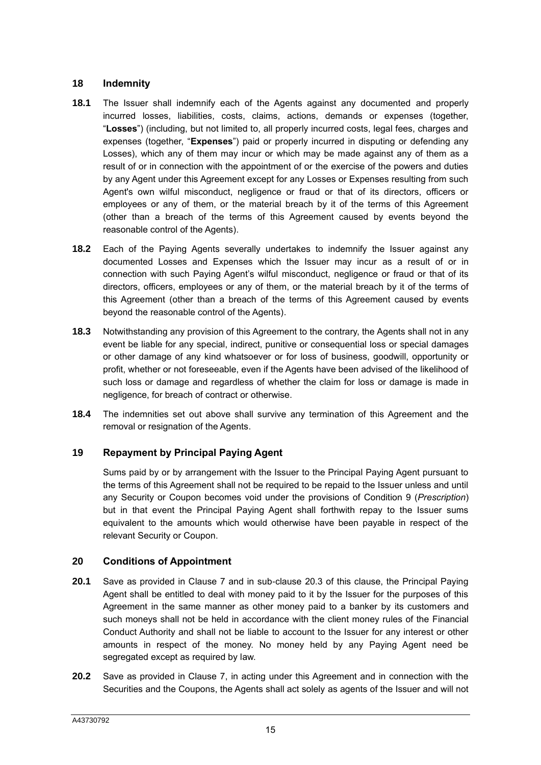## 18 Indemnity

**18.1** The Issuer shall indemnify each of the Agents against any documented and properly incurred losses, liabilities, costs, claims, actions, demands or expenses (together, "**Losses**") (including, but not limited to, all properly incurred costs, legal fees, charges and expenses (together, "**Expenses**") paid or properly incurred in disputing or defending any Losses), which any of them may incur or which may be made against any of them as a result of or in connection with the appointment of or the exercise of the powers and duties by any Agent under this Agreement except for any Losses or Expenses resulting from such Agent's own wilful misconduct, negligence or fraud or that of its directors, officers or employees or any of them, or the material breach by it of the terms of this Agreement (other than a breach of the terms of this Agreement caused by events beyond the reasonable control of the Agents).

**18.2** Each of the Paying Agents severally undertakes to indemnify the Issuer against any documented Losses and Expenses which the Issuer may incur as a result of or in connection with such Paying Agent's wilful misconduct, negligence or fraud or that of its directors, officers, employees or any of them, or the material breach by it of the terms of this Agreement (other than a breach of the terms of this Agreement caused by events beyond the reasonable control of the Agents).

**18.3** Notwithstanding any provision of this Agreement to the contrary, the Agents shall not in any event be liable for any special, indirect, punitive or consequential loss or special damages or other damage of any kind whatsoever or for loss of business, goodwill, opportunity or profit, whether or not foreseeable, even if the Agents have been advised of the likelihood of such loss or damage and regardless of whether the claim for loss or damage is made in negligence, for breach of contract or otherwise.

**18.4** The indemnities set out above shall survive any termination of this Agreement and the removal or resignation of the Agents.

## 19 Repayment by Principal Paying Agent

Sums paid by or by arrangement with the Issuer to the Principal Paying Agent pursuant to the terms of this Agreement shall not be required to be repaid to the Issuer unless and until any Security or Coupon becomes void under the provisions of Condition 9 (*Prescription*) but in that event the Principal Paying Agent shall forthwith repay to the Issuer sums equivalent to the amounts which would otherwise have been payable in respect of the relevant Security or Coupon.

## 20 Conditions of Appointment

**20.1** Save as provided in Clause 7 and in sub-clause 20.3 of this clause, the Principal Paying Agent shall be entitled to deal with money paid to it by the Issuer for the purposes of this Agreement in the same manner as other money paid to a banker by its customers and such moneys shall not be held in accordance with the client money rules of the Financial Conduct Authority and shall not be liable to account to the Issuer for any interest or other amounts in respect of the money. No money held by any Paying Agent need be segregated except as required by law.

**20.2** Save as provided in Clause 7, in acting under this Agreement and in connection with the Securities and the Coupons, the Agents shall act solely as agents of the Issuer and will not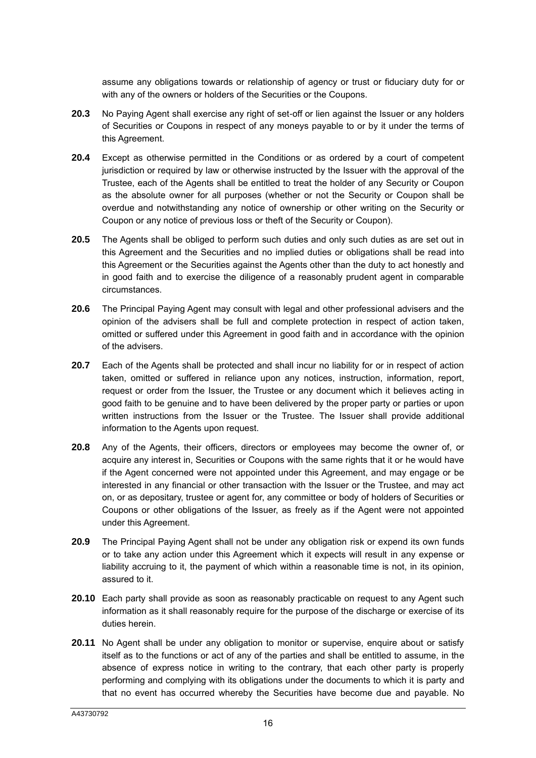assume any obligations towards or relationship of agency or trust or fiduciary duty for or with any of the owners or holders of the Securities or the Coupons.

**20.3** No Paying Agent shall exercise any right of set-off or lien against the Issuer or any holders of Securities or Coupons in respect of any moneys payable to or by it under the terms of this Agreement.

**20.4** Except as otherwise permitted in the Conditions or as ordered by a court of competent jurisdiction or required by law or otherwise instructed by the Issuer with the approval of the Trustee, each of the Agents shall be entitled to treat the holder of any Security or Coupon as the absolute owner for all purposes (whether or not the Security or Coupon shall be overdue and notwithstanding any notice of ownership or other writing on the Security or Coupon or any notice of previous loss or theft of the Security or Coupon).

**20.5** The Agents shall be obliged to perform such duties and only such duties as are set out in this Agreement and the Securities and no implied duties or obligations shall be read into this Agreement or the Securities against the Agents other than the duty to act honestly and in good faith and to exercise the diligence of a reasonably prudent agent in comparable circumstances.

**20.6** The Principal Paying Agent may consult with legal and other professional advisers and the opinion of the advisers shall be full and complete protection in respect of action taken, omitted or suffered under this Agreement in good faith and in accordance with the opinion of the advisers.

**20.7** Each of the Agents shall be protected and shall incur no liability for or in respect of action taken, omitted or suffered in reliance upon any notices, instruction, information, report, request or order from the Issuer, the Trustee or any document which it believes acting in good faith to be genuine and to have been delivered by the proper party or parties or upon written instructions from the Issuer or the Trustee. The Issuer shall provide additional information to the Agents upon request.

**20.8** Any of the Agents, their officers, directors or employees may become the owner of, or acquire any interest in, Securities or Coupons with the same rights that it or he would have if the Agent concerned were not appointed under this Agreement, and may engage or be interested in any financial or other transaction with the Issuer or the Trustee, and may act on, or as depositary, trustee or agent for, any committee or body of holders of Securities or Coupons or other obligations of the Issuer, as freely as if the Agent were not appointed under this Agreement.

**20.9** The Principal Paying Agent shall not be under any obligation risk or expend its own funds or to take any action under this Agreement which it expects will result in any expense or liability accruing to it, the payment of which within a reasonable time is not, in its opinion, assured to it.

**20.10** Each party shall provide as soon as reasonably practicable on request to any Agent such information as it shall reasonably require for the purpose of the discharge or exercise of its duties herein.

**20.11** No Agent shall be under any obligation to monitor or supervise, enquire about or satisfy itself as to the functions or act of any of the parties and shall be entitled to assume, in the absence of express notice in writing to the contrary, that each other party is properly performing and complying with its obligations under the documents to which it is party and that no event has occurred whereby the Securities have become due and payable. No

A43730792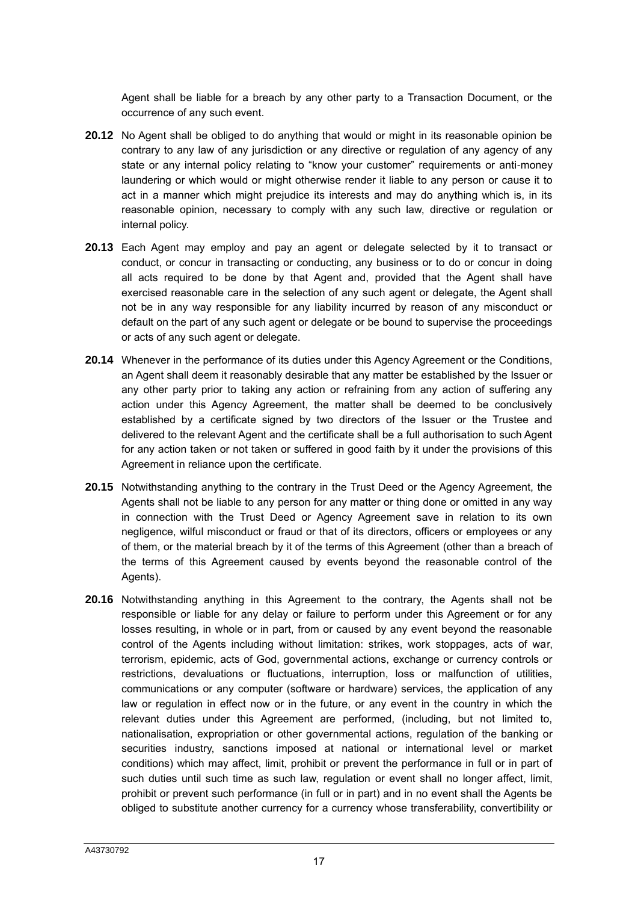Agent shall be liable for a breach by any other party to a Transaction Document, or the occurrence of any such event.

**20.12** No Agent shall be obliged to do anything that would or might in its reasonable opinion be contrary to any law of any jurisdiction or any directive or regulation of any agency of any state or any internal policy relating to "know your customer" requirements or anti-money laundering or which would or might otherwise render it liable to any person or cause it to act in a manner which might prejudice its interests and may do anything which is, in its reasonable opinion, necessary to comply with any such law, directive or regulation or internal policy.

**20.13** Each Agent may employ and pay an agent or delegate selected by it to transact or conduct, or concur in transacting or conducting, any business or to do or concur in doing all acts required to be done by that Agent and, provided that the Agent shall have exercised reasonable care in the selection of any such agent or delegate, the Agent shall not be in any way responsible for any liability incurred by reason of any misconduct or default on the part of any such agent or delegate or be bound to supervise the proceedings or acts of any such agent or delegate.

**20.14** Whenever in the performance of its duties under this Agency Agreement or the Conditions, an Agent shall deem it reasonably desirable that any matter be established by the Issuer or any other party prior to taking any action or refraining from any action of suffering any action under this Agency Agreement, the matter shall be deemed to be conclusively established by a certificate signed by two directors of the Issuer or the Trustee and delivered to the relevant Agent and the certificate shall be a full authorisation to such Agent for any action taken or not taken or suffered in good faith by it under the provisions of this Agreement in reliance upon the certificate.

**20.15** Notwithstanding anything to the contrary in the Trust Deed or the Agency Agreement, the Agents shall not be liable to any person for any matter or thing done or omitted in any way in connection with the Trust Deed or Agency Agreement save in relation to its own negligence, wilful misconduct or fraud or that of its directors, officers or employees or any of them, or the material breach by it of the terms of this Agreement (other than a breach of the terms of this Agreement caused by events beyond the reasonable control of the Agents).

**20.16** Notwithstanding anything in this Agreement to the contrary, the Agents shall not be responsible or liable for any delay or failure to perform under this Agreement or for any losses resulting, in whole or in part, from or caused by any event beyond the reasonable control of the Agents including without limitation: strikes, work stoppages, acts of war, terrorism, epidemic, acts of God, governmental actions, exchange or currency controls or restrictions, devaluations or fluctuations, interruption, loss or malfunction of utilities, communications or any computer (software or hardware) services, the application of any law or regulation in effect now or in the future, or any event in the country in which the relevant duties under this Agreement are performed, (including, but not limited to, nationalisation, expropriation or other governmental actions, regulation of the banking or securities industry, sanctions imposed at national or international level or market conditions) which may affect, limit, prohibit or prevent the performance in full or in part of such duties until such time as such law, regulation or event shall no longer affect, limit, prohibit or prevent such performance (in full or in part) and in no event shall the Agents be obliged to substitute another currency for a currency whose transferability, convertibility or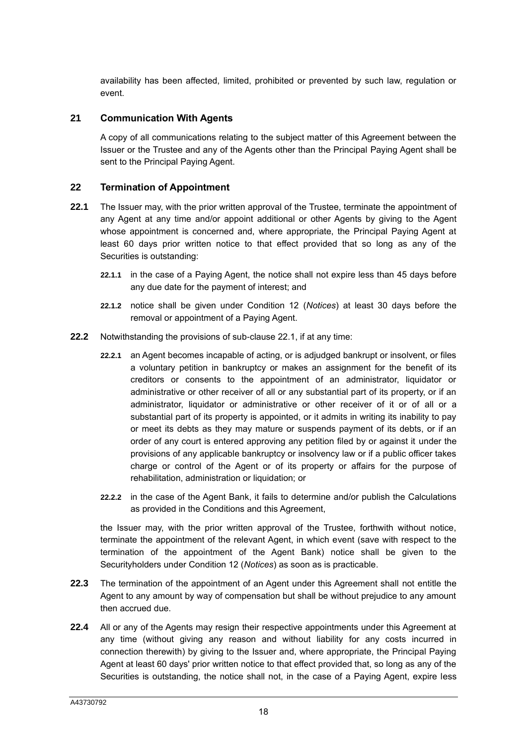availability has been affected, limited, prohibited or prevented by such law, regulation or event.

## 21 Communication With Agents

A copy of all communications relating to the subject matter of this Agreement between the Issuer or the Trustee and any of the Agents other than the Principal Paying Agent shall be sent to the Principal Paying Agent.

## 22 Termination of Appointment

**22.1** The Issuer may, with the prior written approval of the Trustee, terminate the appointment of any Agent at any time and/or appoint additional or other Agents by giving to the Agent whose appointment is concerned and, where appropriate, the Principal Paying Agent at least 60 days prior written notice to that effect provided that so long as any of the Securities is outstanding:

**22.1.1** in the case of a Paying Agent, the notice shall not expire less than 45 days before any due date for the payment of interest; and

**22.1.2** notice shall be given under Condition 12 (*Notices*) at least 30 days before the removal or appointment of a Paying Agent.

**22.2** Notwithstanding the provisions of sub-clause 22.1, if at any time:

**22.2.1** an Agent becomes incapable of acting, or is adjudged bankrupt or insolvent, or files a voluntary petition in bankruptcy or makes an assignment for the benefit of its creditors or consents to the appointment of an administrator, liquidator or administrative or other receiver of all or any substantial part of its property, or if an administrator, liquidator or administrative or other receiver of it or of all or a substantial part of its property is appointed, or it admits in writing its inability to pay or meet its debts as they may mature or suspends payment of its debts, or if an order of any court is entered approving any petition filed by or against it under the provisions of any applicable bankruptcy or insolvency law or if a public officer takes charge or control of the Agent or of its property or affairs for the purpose of rehabilitation, administration or liquidation; or

**22.2.2** in the case of the Agent Bank, it fails to determine and/or publish the Calculations as provided in the Conditions and this Agreement,

the Issuer may, with the prior written approval of the Trustee, forthwith without notice, terminate the appointment of the relevant Agent, in which event (save with respect to the termination of the appointment of the Agent Bank) notice shall be given to the Securityholders under Condition 12 (*Notices*) as soon as is practicable.

**22.3** The termination of the appointment of an Agent under this Agreement shall not entitle the Agent to any amount by way of compensation but shall be without prejudice to any amount then accrued due.

**22.4** All or any of the Agents may resign their respective appointments under this Agreement at any time (without giving any reason and without liability for any costs incurred in connection therewith) by giving to the Issuer and, where appropriate, the Principal Paying Agent at least 60 days' prior written notice to that effect provided that, so long as any of the Securities is outstanding, the notice shall not, in the case of a Paying Agent, expire less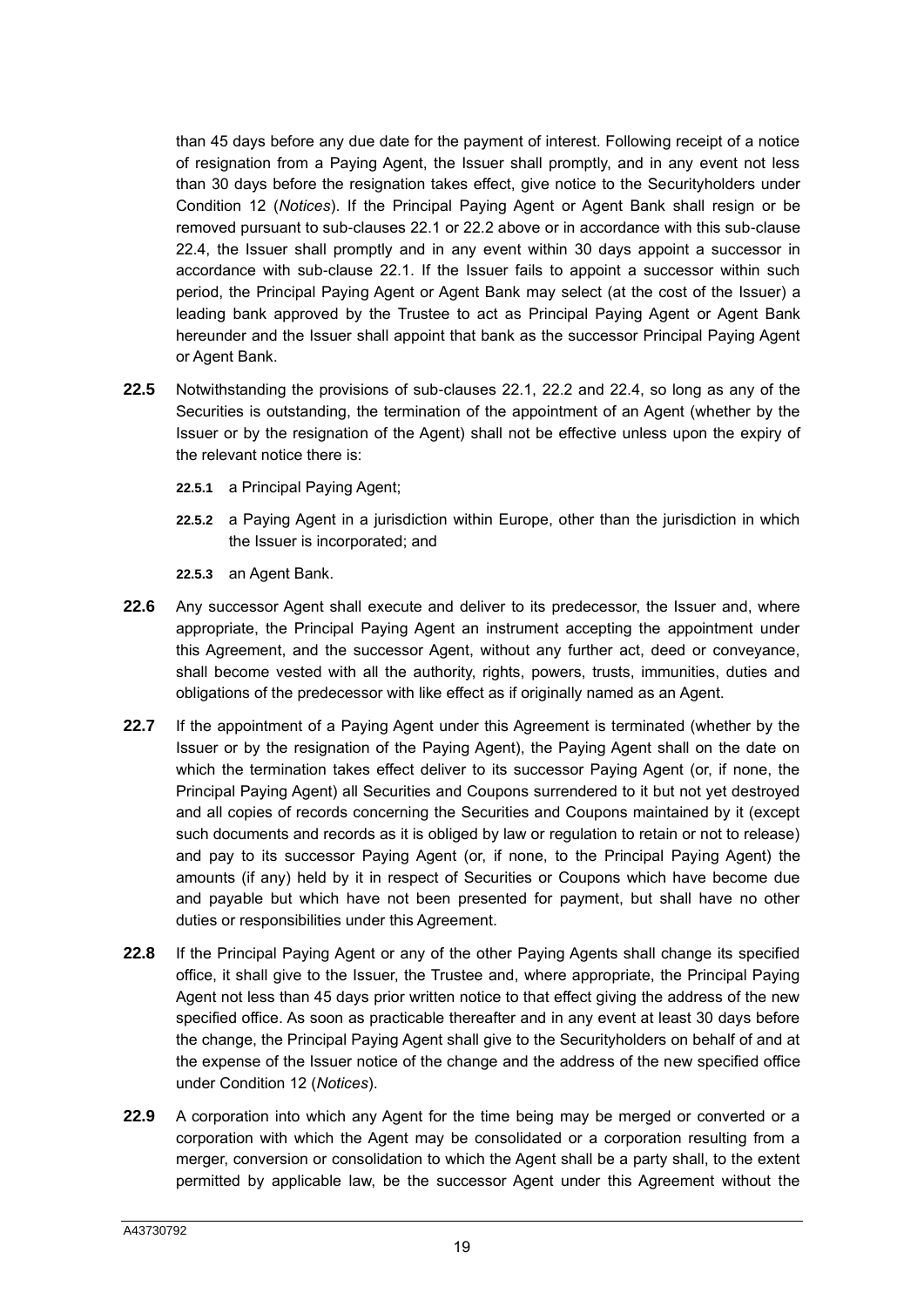than 45 days before any due date for the payment of interest. Following receipt of a notice of resignation from a Paying Agent, the Issuer shall promptly, and in any event not less than 30 days before the resignation takes effect, give notice to the Securityholders under Condition 12 (*Notices*). If the Principal Paying Agent or Agent Bank shall resign or be removed pursuant to sub-clauses 22.1 or 22.2 above or in accordance with this sub-clause 22.4, the Issuer shall promptly and in any event within 30 days appoint a successor in accordance with sub-clause 22.1. If the Issuer fails to appoint a successor within such period, the Principal Paying Agent or Agent Bank may select (at the cost of the Issuer) a leading bank approved by the Trustee to act as Principal Paying Agent or Agent Bank hereunder and the Issuer shall appoint that bank as the successor Principal Paying Agent or Agent Bank.

**22.5** Notwithstanding the provisions of sub-clauses 22.1, 22.2 and 22.4, so long as any of the Securities is outstanding, the termination of the appointment of an Agent (whether by the Issuer or by the resignation of the Agent) shall not be effective unless upon the expiry of the relevant notice there is:

**22.5.1** a Principal Paying Agent;

**22.5.2** a Paying Agent in a jurisdiction within Europe, other than the jurisdiction in which the Issuer is incorporated; and

**22.5.3** an Agent Bank.

**22.6** Any successor Agent shall execute and deliver to its predecessor, the Issuer and, where appropriate, the Principal Paying Agent an instrument accepting the appointment under this Agreement, and the successor Agent, without any further act, deed or conveyance, shall become vested with all the authority, rights, powers, trusts, immunities, duties and obligations of the predecessor with like effect as if originally named as an Agent.

**22.7** If the appointment of a Paying Agent under this Agreement is terminated (whether by the Issuer or by the resignation of the Paying Agent), the Paying Agent shall on the date on which the termination takes effect deliver to its successor Paying Agent (or, if none, the Principal Paying Agent) all Securities and Coupons surrendered to it but not yet destroyed and all copies of records concerning the Securities and Coupons maintained by it (except such documents and records as it is obliged by law or regulation to retain or not to release) and pay to its successor Paying Agent (or, if none, to the Principal Paying Agent) the amounts (if any) held by it in respect of Securities or Coupons which have become due and payable but which have not been presented for payment, but shall have no other duties or responsibilities under this Agreement.

**22.8** If the Principal Paying Agent or any of the other Paying Agents shall change its specified office, it shall give to the Issuer, the Trustee and, where appropriate, the Principal Paying Agent not less than 45 days prior written notice to that effect giving the address of the new specified office. As soon as practicable thereafter and in any event at least 30 days before the change, the Principal Paying Agent shall give to the Securityholders on behalf of and at the expense of the Issuer notice of the change and the address of the new specified office under Condition 12 (*Notices*).

**22.9** A corporation into which any Agent for the time being may be merged or converted or a corporation with which the Agent may be consolidated or a corporation resulting from a merger, conversion or consolidation to which the Agent shall be a party shall, to the extent permitted by applicable law, be the successor Agent under this Agreement without the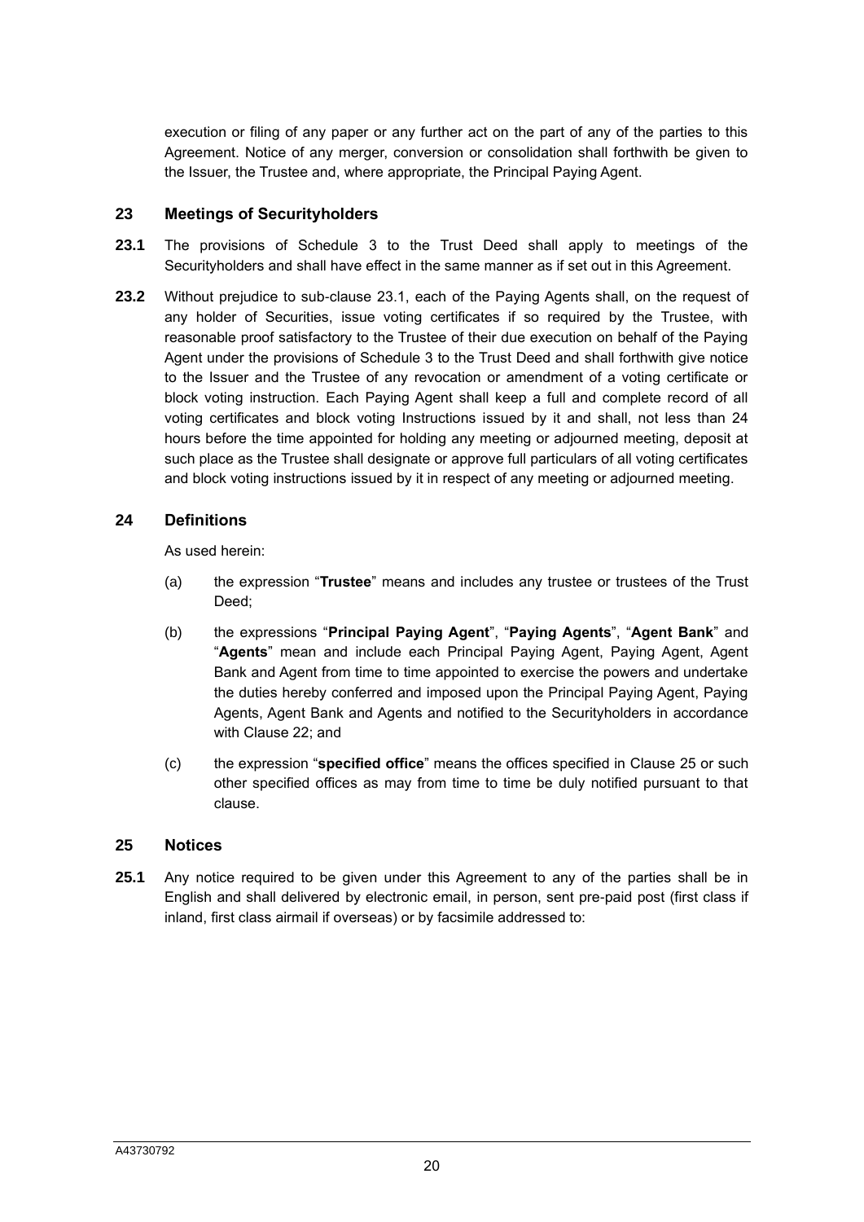execution or filing of any paper or any further act on the part of any of the parties to this Agreement. Notice of any merger, conversion or consolidation shall forthwith be given to the Issuer, the Trustee and, where appropriate, the Principal Paying Agent.

## 23 Meetings of Securityholders

**23.1** The provisions of Schedule 3 to the Trust Deed shall apply to meetings of the Securityholders and shall have effect in the same manner as if set out in this Agreement.

**23.2** Without prejudice to sub-clause 23.1, each of the Paying Agents shall, on the request of any holder of Securities, issue voting certificates if so required by the Trustee, with reasonable proof satisfactory to the Trustee of their due execution on behalf of the Paying Agent under the provisions of Schedule 3 to the Trust Deed and shall forthwith give notice to the Issuer and the Trustee of any revocation or amendment of a voting certificate or block voting instruction. Each Paying Agent shall keep a full and complete record of all voting certificates and block voting Instructions issued by it and shall, not less than 24 hours before the time appointed for holding any meeting or adjourned meeting, deposit at such place as the Trustee shall designate or approve full particulars of all voting certificates and block voting instructions issued by it in respect of any meeting or adjourned meeting.

## 24 Definitions

As used herein:

(a) the expression "**Trustee**" means and includes any trustee or trustees of the Trust Deed;

(b) the expressions "**Principal Paying Agent**", "**Paying Agents**", "**Agent Bank**" and "**Agents**" mean and include each Principal Paying Agent, Paying Agent, Agent Bank and Agent from time to time appointed to exercise the powers and undertake the duties hereby conferred and imposed upon the Principal Paying Agent, Paying Agents, Agent Bank and Agents and notified to the Securityholders in accordance with Clause 22; and

(c) the expression "**specified office**" means the offices specified in Clause 25 or such other specified offices as may from time to time be duly notified pursuant to that clause.

## 25 Notices

**25.1** Any notice required to be given under this Agreement to any of the parties shall be in English and shall delivered by electronic email, in person, sent pre-paid post (first class if inland, first class airmail if overseas) or by facsimile addressed to: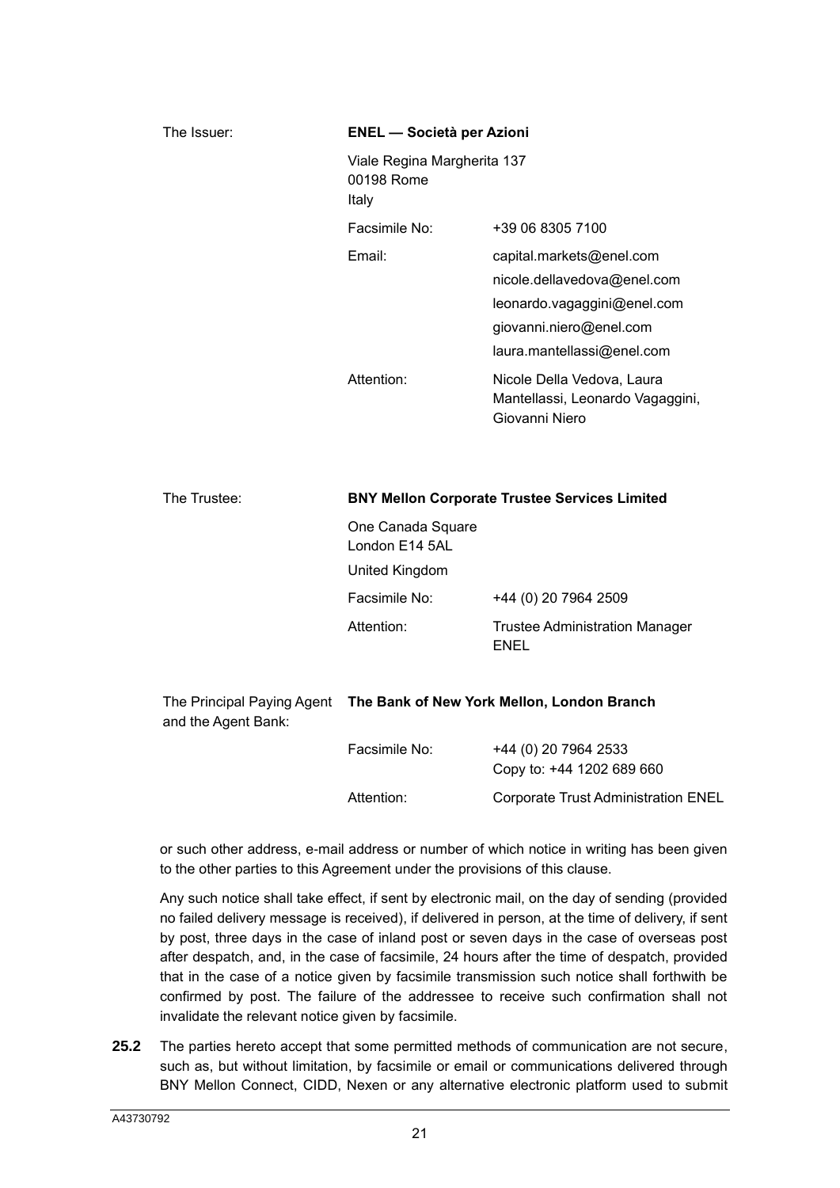| | | |
|---|---|---|
| The Issuer: | **ENEL — Società per Azioni** | |
| | Viale Regina Margherita 137<br>00198 Rome<br>Italy | |
| | Facsimile No: | +39 06 8305 7100 |
| | Email: | capital.markets@enel.com<br>nicole.dellavedova@enel.com<br>leonardo.vagaggini@enel.com<br>giovanni.niero@enel.com<br>laura.mantellassi@enel.com |
| | Attention: | Nicole Della Vedova, Laura Mantellassi, Leonardo Vagaggini, Giovanni Niero |

| | | |
|---|---|---|
| The Trustee: | **BNY Mellon Corporate Trustee Services Limited** | |
| | One Canada Square<br>London E14 5AL | |
| | United Kingdom | |
| | Facsimile No: | +44 (0) 20 7964 2509 |
| | Attention: | Trustee Administration Manager ENEL |

| | | |
|---|---|---|
| The Principal Paying Agent and the Agent Bank: | **The Bank of New York Mellon, London Branch** | |
| | Facsimile No: | +44 (0) 20 7964 2533<br>Copy to: +44 1202 689 660 |
| | Attention: | Corporate Trust Administration ENEL |

or such other address, e-mail address or number of which notice in writing has been given to the other parties to this Agreement under the provisions of this clause.

Any such notice shall take effect, if sent by electronic mail, on the day of sending (provided no failed delivery message is received), if delivered in person, at the time of delivery, if sent by post, three days in the case of inland post or seven days in the case of overseas post after despatch, and, in the case of facsimile, 24 hours after the time of despatch, provided that in the case of a notice given by facsimile transmission such notice shall forthwith be confirmed by post. The failure of the addressee to receive such confirmation shall not invalidate the relevant notice given by facsimile.

**25.2** The parties hereto accept that some permitted methods of communication are not secure, such as, but without limitation, by facsimile or email or communications delivered through BNY Mellon Connect, CIDD, Nexen or any alternative electronic platform used to submit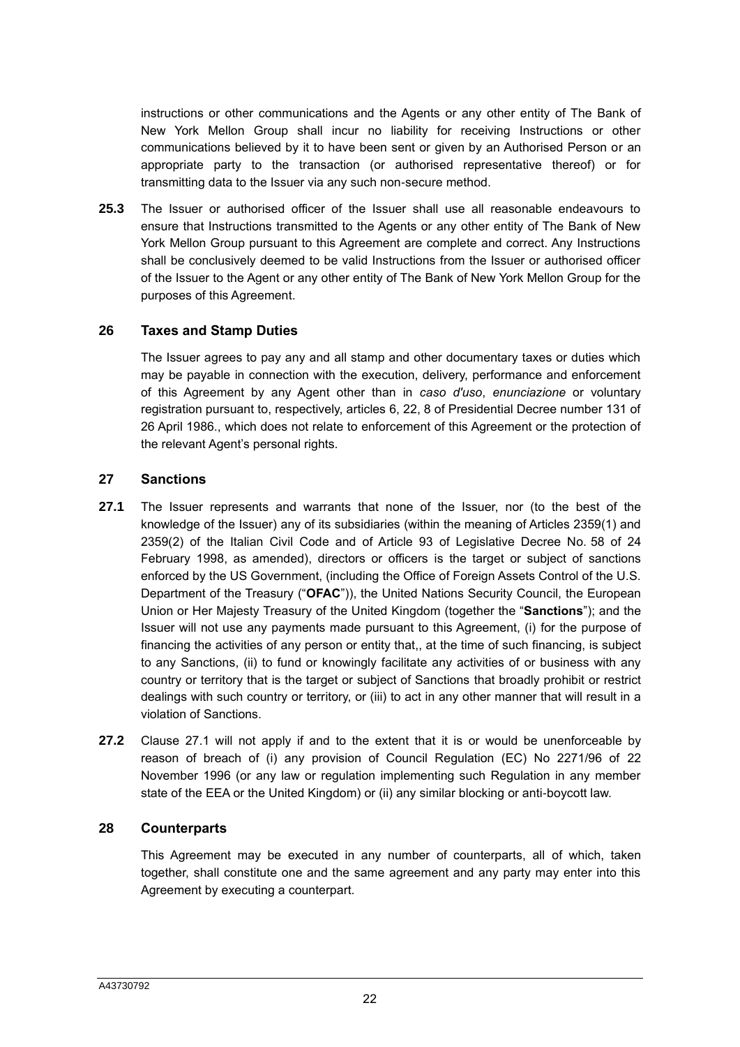instructions or other communications and the Agents or any other entity of The Bank of New York Mellon Group shall incur no liability for receiving Instructions or other communications believed by it to have been sent or given by an Authorised Person or an appropriate party to the transaction (or authorised representative thereof) or for transmitting data to the Issuer via any such non-secure method.

**25.3** The Issuer or authorised officer of the Issuer shall use all reasonable endeavours to ensure that Instructions transmitted to the Agents or any other entity of The Bank of New York Mellon Group pursuant to this Agreement are complete and correct. Any Instructions shall be conclusively deemed to be valid Instructions from the Issuer or authorised officer of the Issuer to the Agent or any other entity of The Bank of New York Mellon Group for the purposes of this Agreement.

## 26 Taxes and Stamp Duties

The Issuer agrees to pay any and all stamp and other documentary taxes or duties which may be payable in connection with the execution, delivery, performance and enforcement of this Agreement by any Agent other than in *caso d'uso*, *enunciazione* or voluntary registration pursuant to, respectively, articles 6, 22, 8 of Presidential Decree number 131 of 26 April 1986., which does not relate to enforcement of this Agreement or the protection of the relevant Agent's personal rights.

## 27 Sanctions

**27.1** The Issuer represents and warrants that none of the Issuer, nor (to the best of the knowledge of the Issuer) any of its subsidiaries (within the meaning of Articles 2359(1) and 2359(2) of the Italian Civil Code and of Article 93 of Legislative Decree No. 58 of 24 February 1998, as amended), directors or officers is the target or subject of sanctions enforced by the US Government, (including the Office of Foreign Assets Control of the U.S. Department of the Treasury ("**OFAC**")), the United Nations Security Council, the European Union or Her Majesty Treasury of the United Kingdom (together the "**Sanctions**"); and the Issuer will not use any payments made pursuant to this Agreement, (i) for the purpose of financing the activities of any person or entity that,, at the time of such financing, is subject to any Sanctions, (ii) to fund or knowingly facilitate any activities of or business with any country or territory that is the target or subject of Sanctions that broadly prohibit or restrict dealings with such country or territory, or (iii) to act in any other manner that will result in a violation of Sanctions.

**27.2** Clause 27.1 will not apply if and to the extent that it is or would be unenforceable by reason of breach of (i) any provision of Council Regulation (EC) No 2271/96 of 22 November 1996 (or any law or regulation implementing such Regulation in any member state of the EEA or the United Kingdom) or (ii) any similar blocking or anti-boycott law.

## 28 Counterparts

This Agreement may be executed in any number of counterparts, all of which, taken together, shall constitute one and the same agreement and any party may enter into this Agreement by executing a counterpart.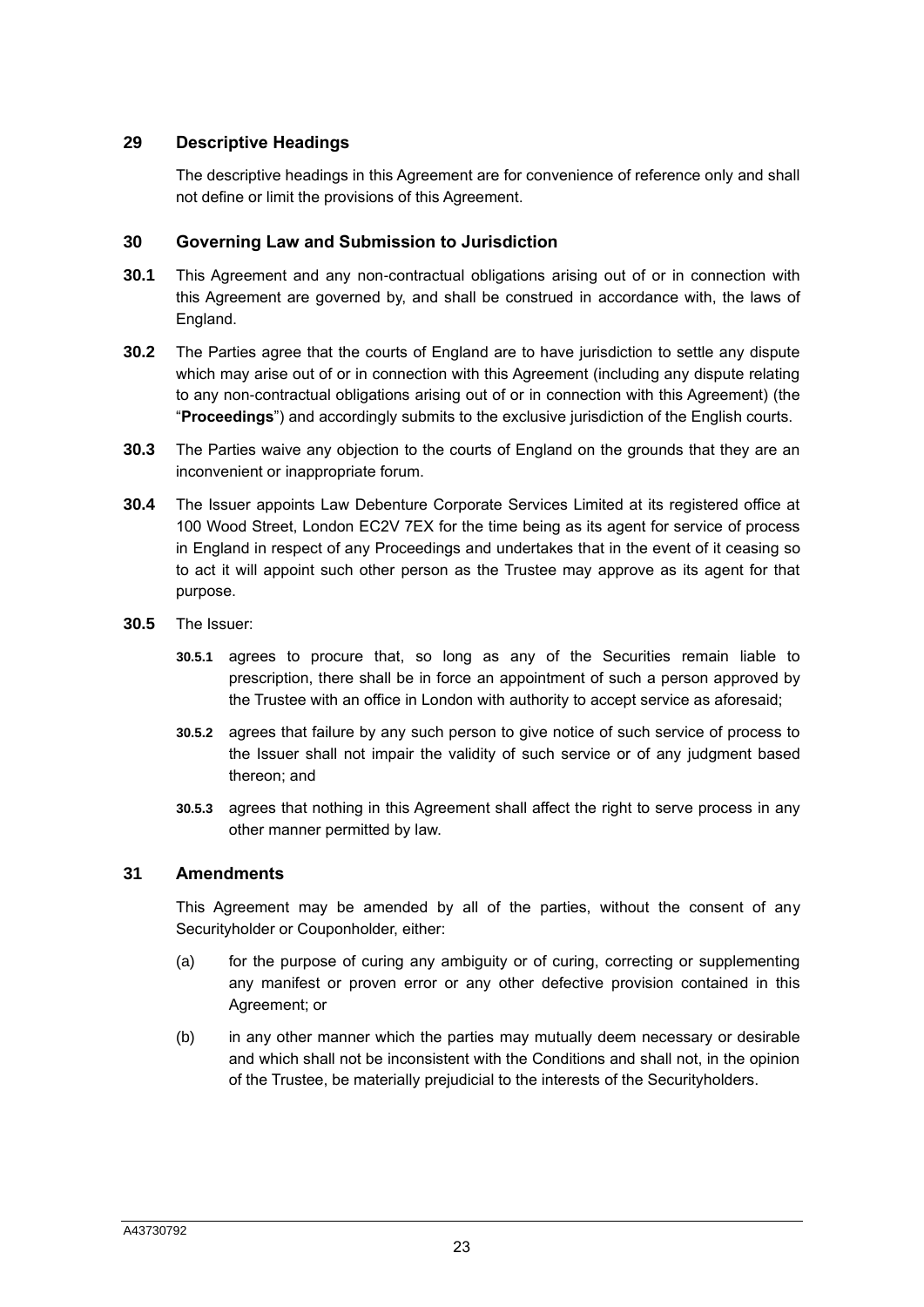## 29 Descriptive Headings

The descriptive headings in this Agreement are for convenience of reference only and shall not define or limit the provisions of this Agreement.

## 30 Governing Law and Submission to Jurisdiction

**30.1** This Agreement and any non-contractual obligations arising out of or in connection with this Agreement are governed by, and shall be construed in accordance with, the laws of England.

**30.2** The Parties agree that the courts of England are to have jurisdiction to settle any dispute which may arise out of or in connection with this Agreement (including any dispute relating to any non-contractual obligations arising out of or in connection with this Agreement) (the "**Proceedings**") and accordingly submits to the exclusive jurisdiction of the English courts.

**30.3** The Parties waive any objection to the courts of England on the grounds that they are an inconvenient or inappropriate forum.

**30.4** The Issuer appoints Law Debenture Corporate Services Limited at its registered office at 100 Wood Street, London EC2V 7EX for the time being as its agent for service of process in England in respect of any Proceedings and undertakes that in the event of it ceasing so to act it will appoint such other person as the Trustee may approve as its agent for that purpose.

**30.5** The Issuer:

**30.5.1** agrees to procure that, so long as any of the Securities remain liable to prescription, there shall be in force an appointment of such a person approved by the Trustee with an office in London with authority to accept service as aforesaid;

**30.5.2** agrees that failure by any such person to give notice of such service of process to the Issuer shall not impair the validity of such service or of any judgment based thereon; and

**30.5.3** agrees that nothing in this Agreement shall affect the right to serve process in any other manner permitted by law.

## 31 Amendments

This Agreement may be amended by all of the parties, without the consent of any Securityholder or Couponholder, either:

(a) for the purpose of curing any ambiguity or of curing, correcting or supplementing any manifest or proven error or any other defective provision contained in this Agreement; or

(b) in any other manner which the parties may mutually deem necessary or desirable and which shall not be inconsistent with the Conditions and shall not, in the opinion of the Trustee, be materially prejudicial to the interests of the Securityholders.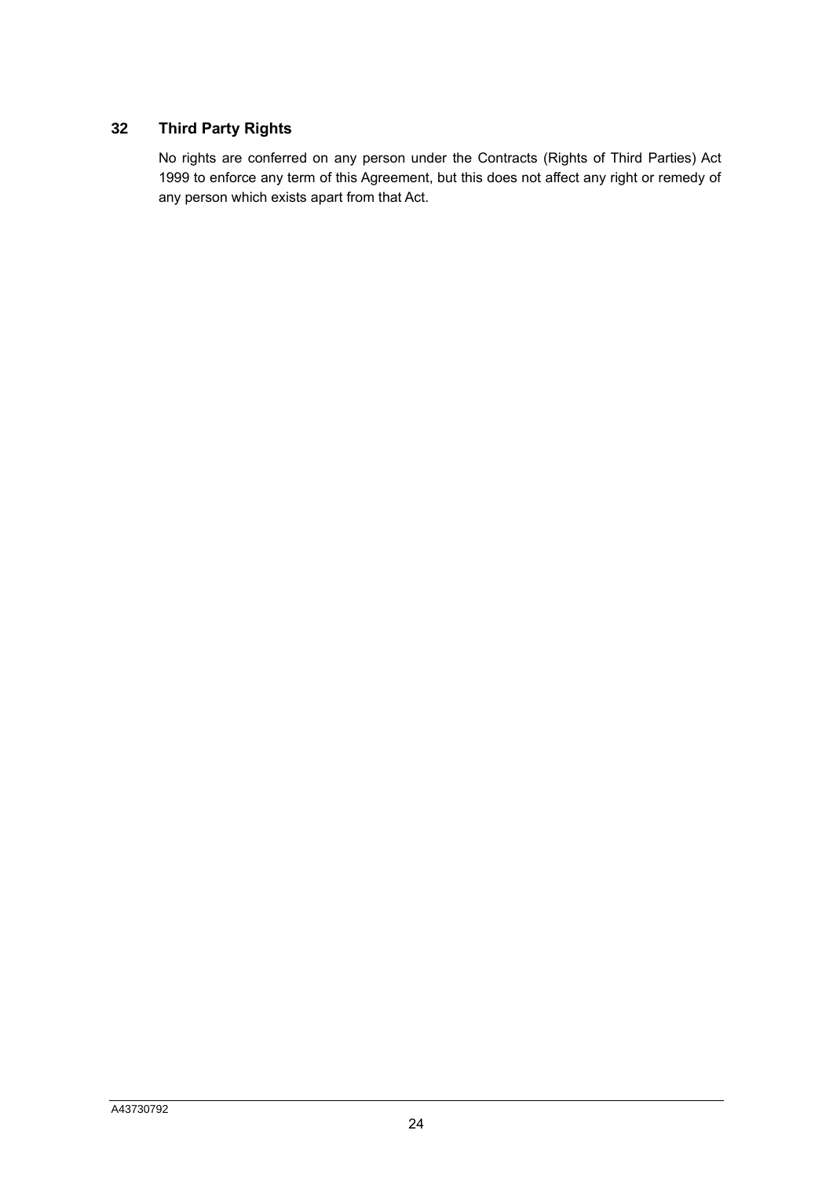## 32 Third Party Rights

No rights are conferred on any person under the Contracts (Rights of Third Parties) Act 1999 to enforce any term of this Agreement, but this does not affect any right or remedy of any person which exists apart from that Act.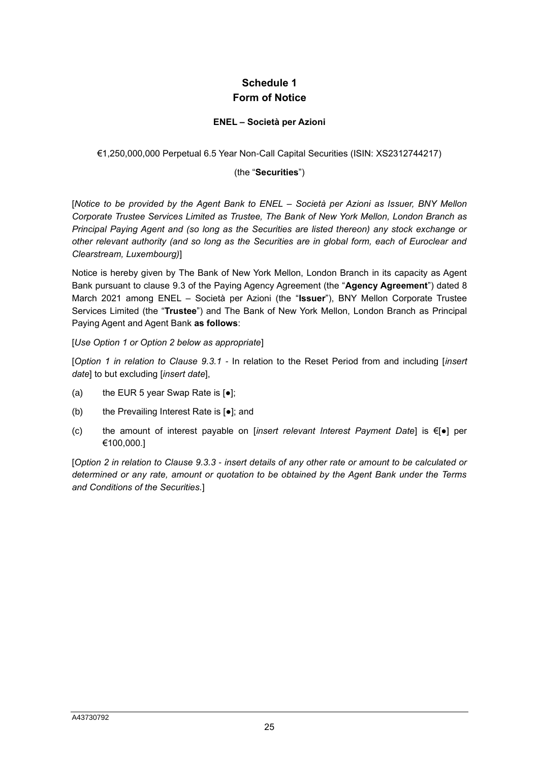# Schedule 1
# Form of Notice

**ENEL – Società per Azioni**

€1,250,000,000 Perpetual 6.5 Year Non-Call Capital Securities (ISIN: XS2312744217)

(the "**Securities**")

[*Notice to be provided by the Agent Bank to ENEL – Società per Azioni as Issuer, BNY Mellon Corporate Trustee Services Limited as Trustee, The Bank of New York Mellon, London Branch as Principal Paying Agent and (so long as the Securities are listed thereon) any stock exchange or other relevant authority (and so long as the Securities are in global form, each of Euroclear and Clearstream, Luxembourg)*]

Notice is hereby given by The Bank of New York Mellon, London Branch in its capacity as Agent Bank pursuant to clause 9.3 of the Paying Agency Agreement (the "**Agency Agreement**") dated 8 March 2021 among ENEL – Società per Azioni (the "**Issuer**"), BNY Mellon Corporate Trustee Services Limited (the "**Trustee**") and The Bank of New York Mellon, London Branch as Principal Paying Agent and Agent Bank **as follows**:

[*Use Option 1 or Option 2 below as appropriate*]

[*Option 1 in relation to Clause 9.3.1* - In relation to the Reset Period from and including [*insert date*] to but excluding [*insert date*],

(a) the EUR 5 year Swap Rate is [●];

(b) the Prevailing Interest Rate is [●]; and

(c) the amount of interest payable on [*insert relevant Interest Payment Date*] is €[●] per €100,000.]

[*Option 2 in relation to Clause 9.3.3 - insert details of any other rate or amount to be calculated or determined or any rate, amount or quotation to be obtained by the Agent Bank under the Terms and Conditions of the Securities.*]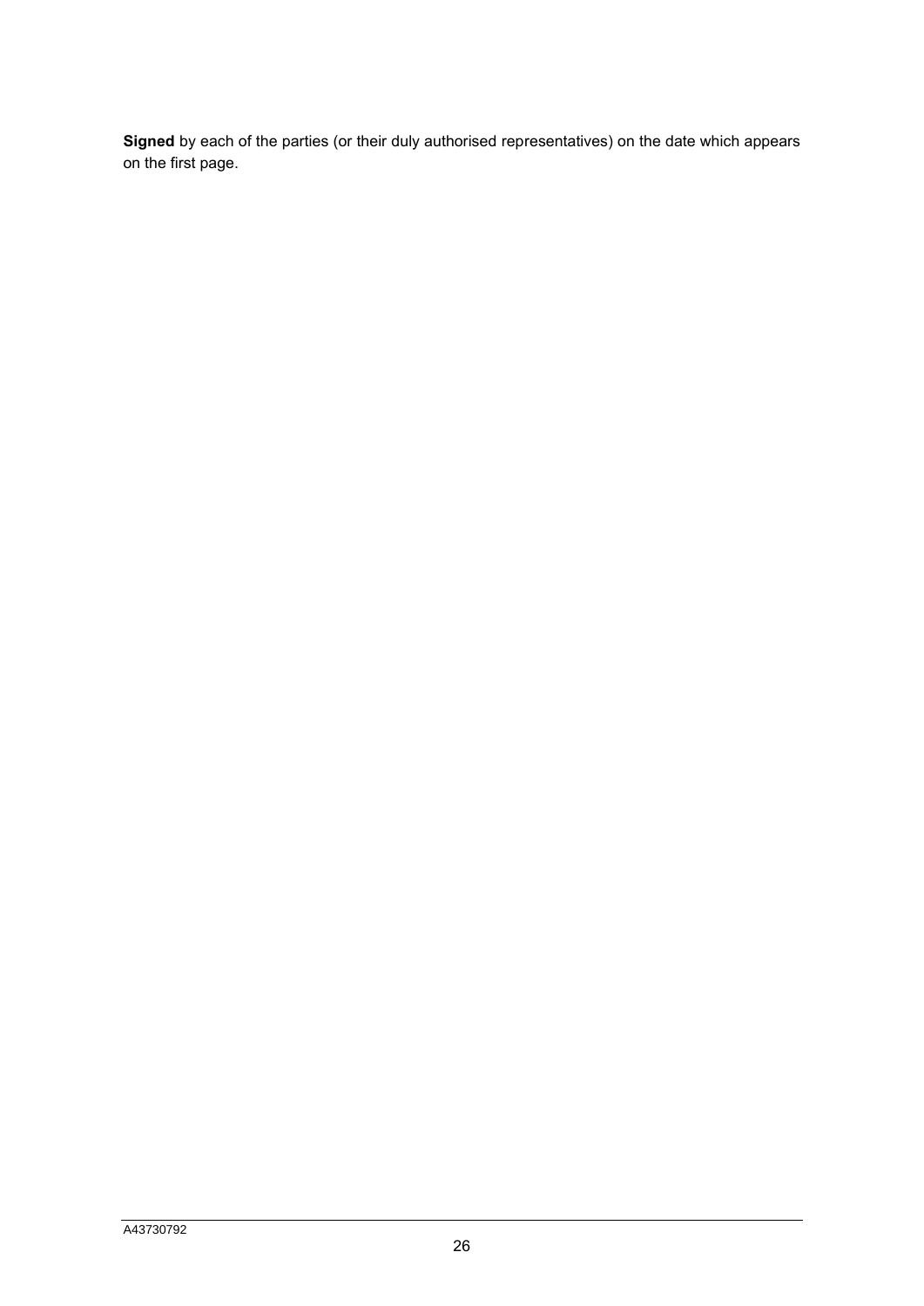**Signed** by each of the parties (or their duly authorised representatives) on the date which appears on the first page.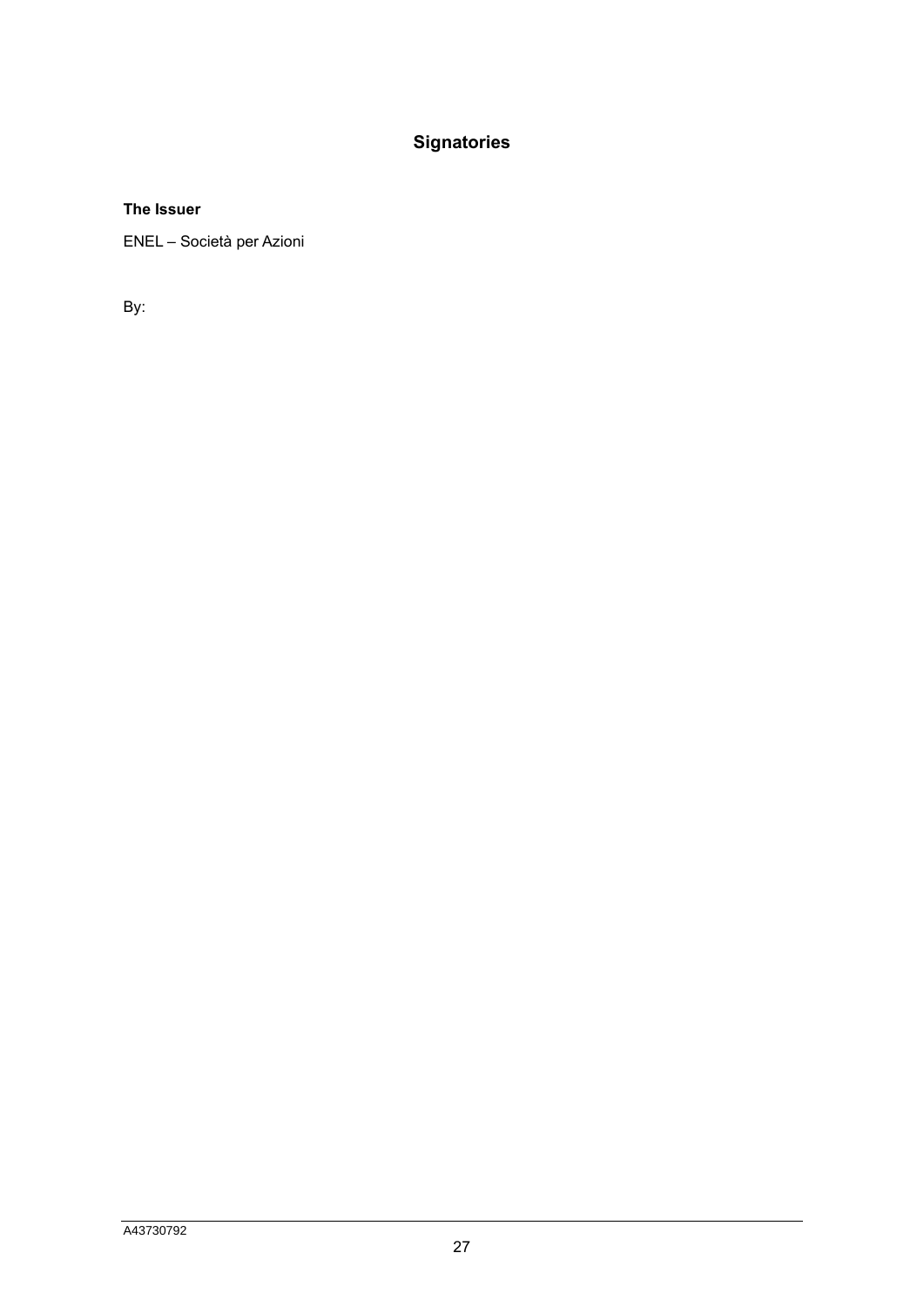## Signatories

**The Issuer**

ENEL – Società per Azioni

By: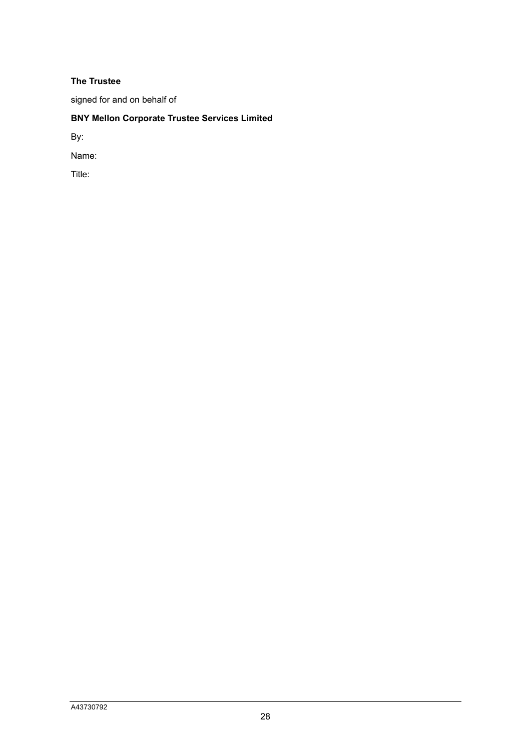**The Trustee**

signed for and on behalf of

**BNY Mellon Corporate Trustee Services Limited**

By:

Name:

Title: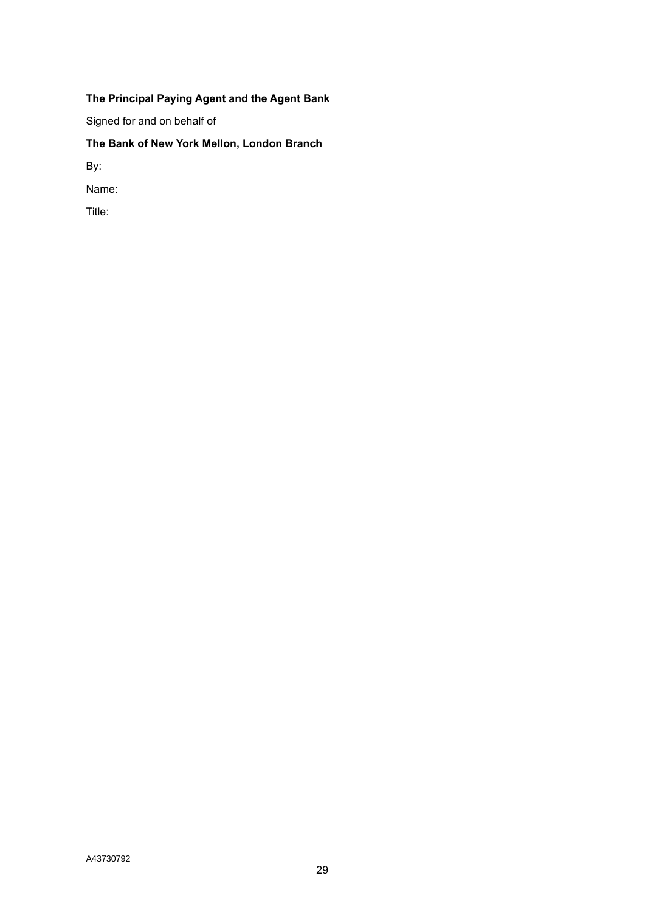**The Principal Paying Agent and the Agent Bank**

Signed for and on behalf of

**The Bank of New York Mellon, London Branch**

By:

Name:

Title: